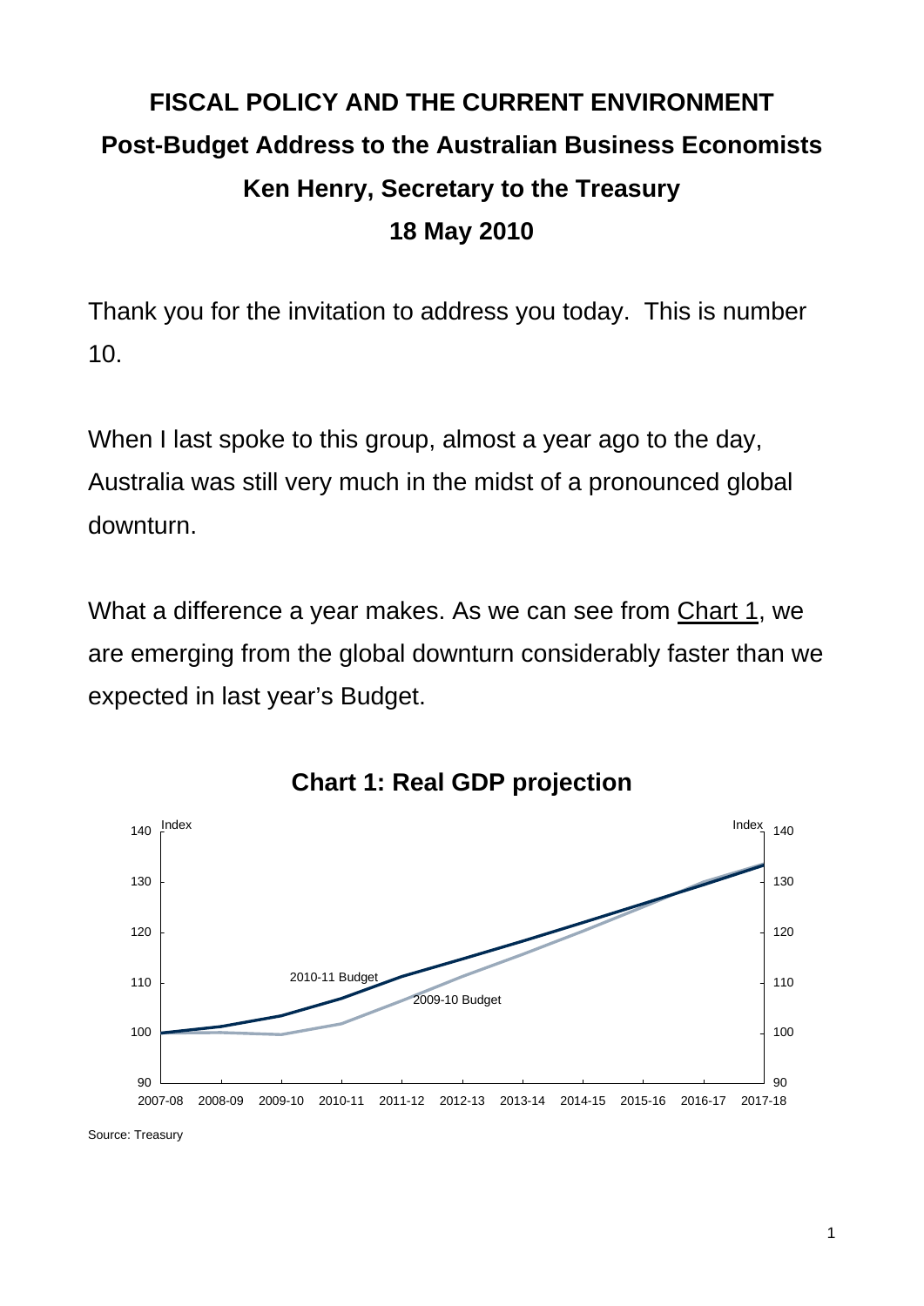# FISCAL POLICY AND THE CURRENT ENVIRONMENT

## Post-Budget Address to the Australian Business Economists

## Ken Henry, Secretary to the Treasury

## 18 May 2010

Thank you for the invitation to address you today. This is number 10.

When I last spoke to this group, almost a year ago to the day, Australia was still very much in the midst of a pronounced global downturn.

What a difference a year makes. As we can see from Chart 1, we are emerging from the global downturn considerably faster than we expected in last year's Budget.

**Chart 1: Real GDP projection**

Source: Treasury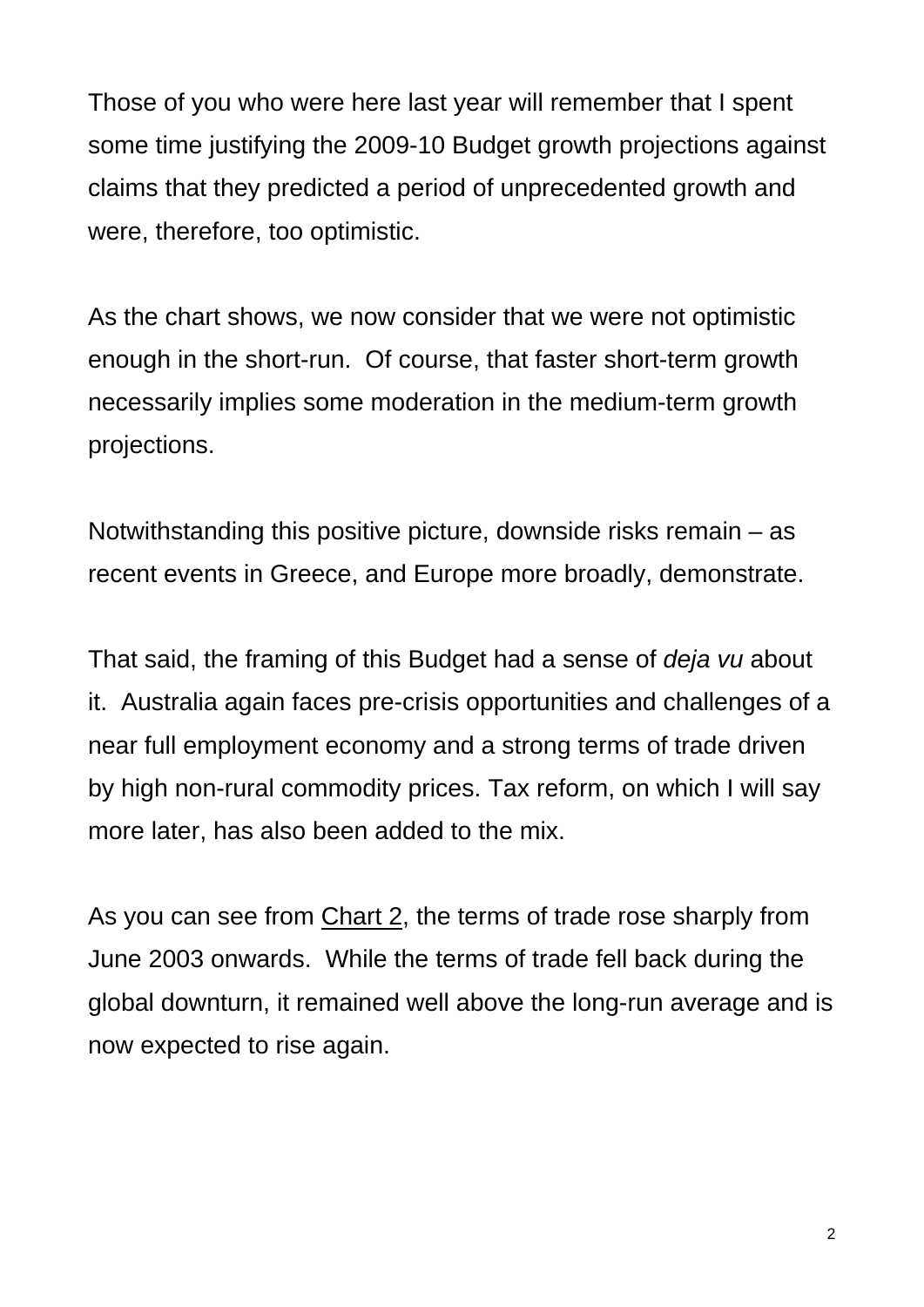Those of you who were here last year will remember that I spent some time justifying the 2009-10 Budget growth projections against claims that they predicted a period of unprecedented growth and were, therefore, too optimistic.

As the chart shows, we now consider that we were not optimistic enough in the short-run. Of course, that faster short-term growth necessarily implies some moderation in the medium-term growth projections.

Notwithstanding this positive picture, downside risks remain – as recent events in Greece, and Europe more broadly, demonstrate.

That said, the framing of this Budget had a sense of *deja vu* about it. Australia again faces pre-crisis opportunities and challenges of a near full employment economy and a strong terms of trade driven by high non-rural commodity prices. Tax reform, on which I will say more later, has also been added to the mix.

As you can see from <u>Chart 2</u>, the terms of trade rose sharply from June 2003 onwards. While the terms of trade fell back during the global downturn, it remained well above the long-run average and is now expected to rise again.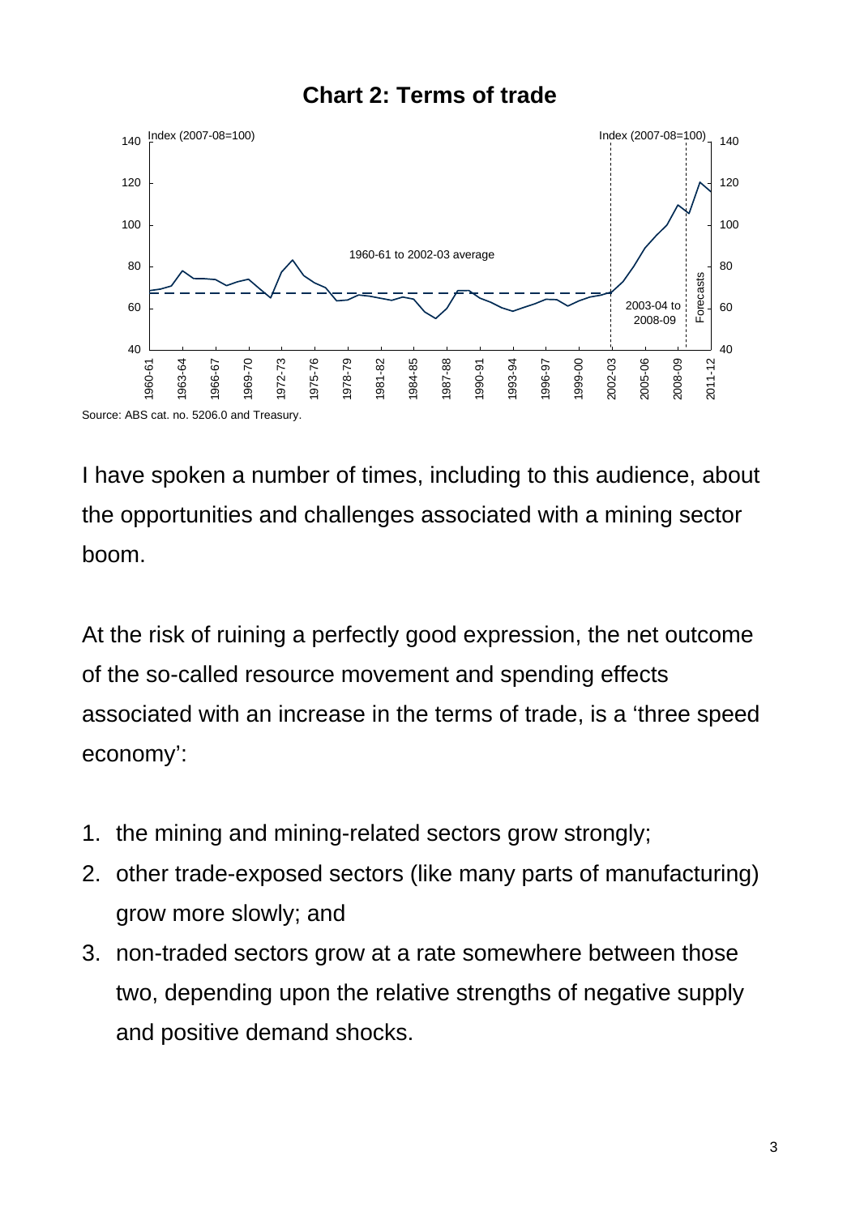**Chart 2: Terms of trade**

Source: ABS cat. no. 5206.0 and Treasury.

I have spoken a number of times, including to this audience, about the opportunities and challenges associated with a mining sector boom.

At the risk of ruining a perfectly good expression, the net outcome of the so-called resource movement and spending effects associated with an increase in the terms of trade, is a 'three speed economy':

1. the mining and mining-related sectors grow strongly;
2. other trade-exposed sectors (like many parts of manufacturing) grow more slowly; and
3. non-traded sectors grow at a rate somewhere between those two, depending upon the relative strengths of negative supply and positive demand shocks.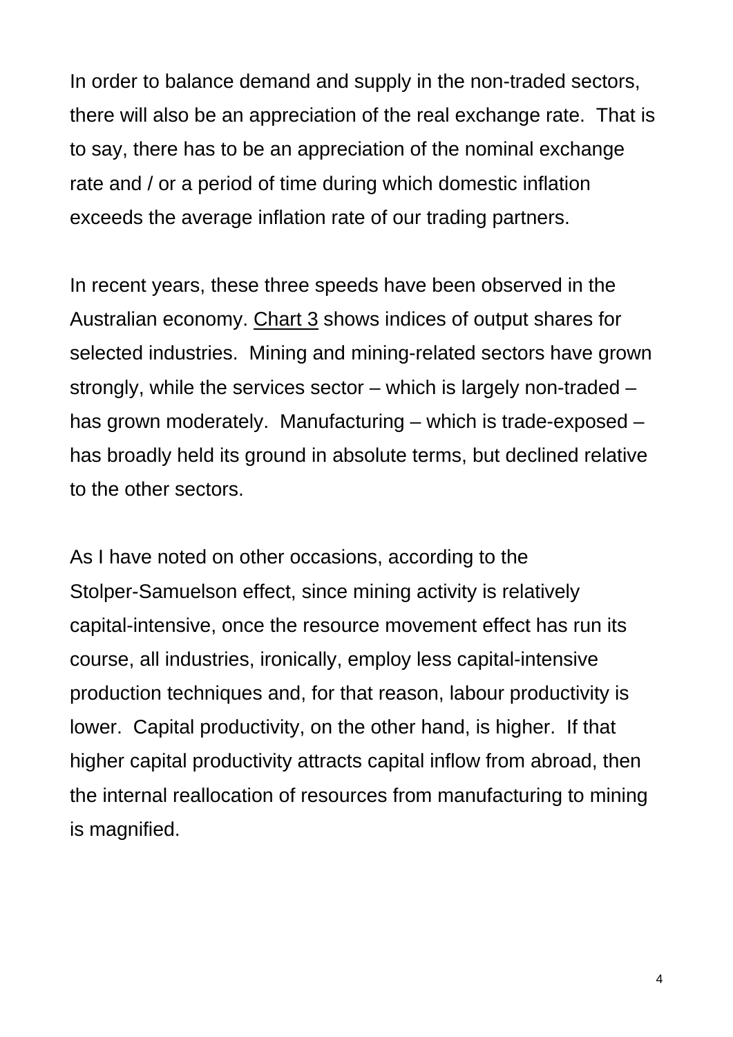In order to balance demand and supply in the non-traded sectors, there will also be an appreciation of the real exchange rate. That is to say, there has to be an appreciation of the nominal exchange rate and / or a period of time during which domestic inflation exceeds the average inflation rate of our trading partners.

In recent years, these three speeds have been observed in the Australian economy. Chart 3 shows indices of output shares for selected industries. Mining and mining-related sectors have grown strongly, while the services sector – which is largely non-traded – has grown moderately. Manufacturing – which is trade-exposed – has broadly held its ground in absolute terms, but declined relative to the other sectors.

As I have noted on other occasions, according to the Stolper-Samuelson effect, since mining activity is relatively capital-intensive, once the resource movement effect has run its course, all industries, ironically, employ less capital-intensive production techniques and, for that reason, labour productivity is lower. Capital productivity, on the other hand, is higher. If that higher capital productivity attracts capital inflow from abroad, then the internal reallocation of resources from manufacturing to mining is magnified.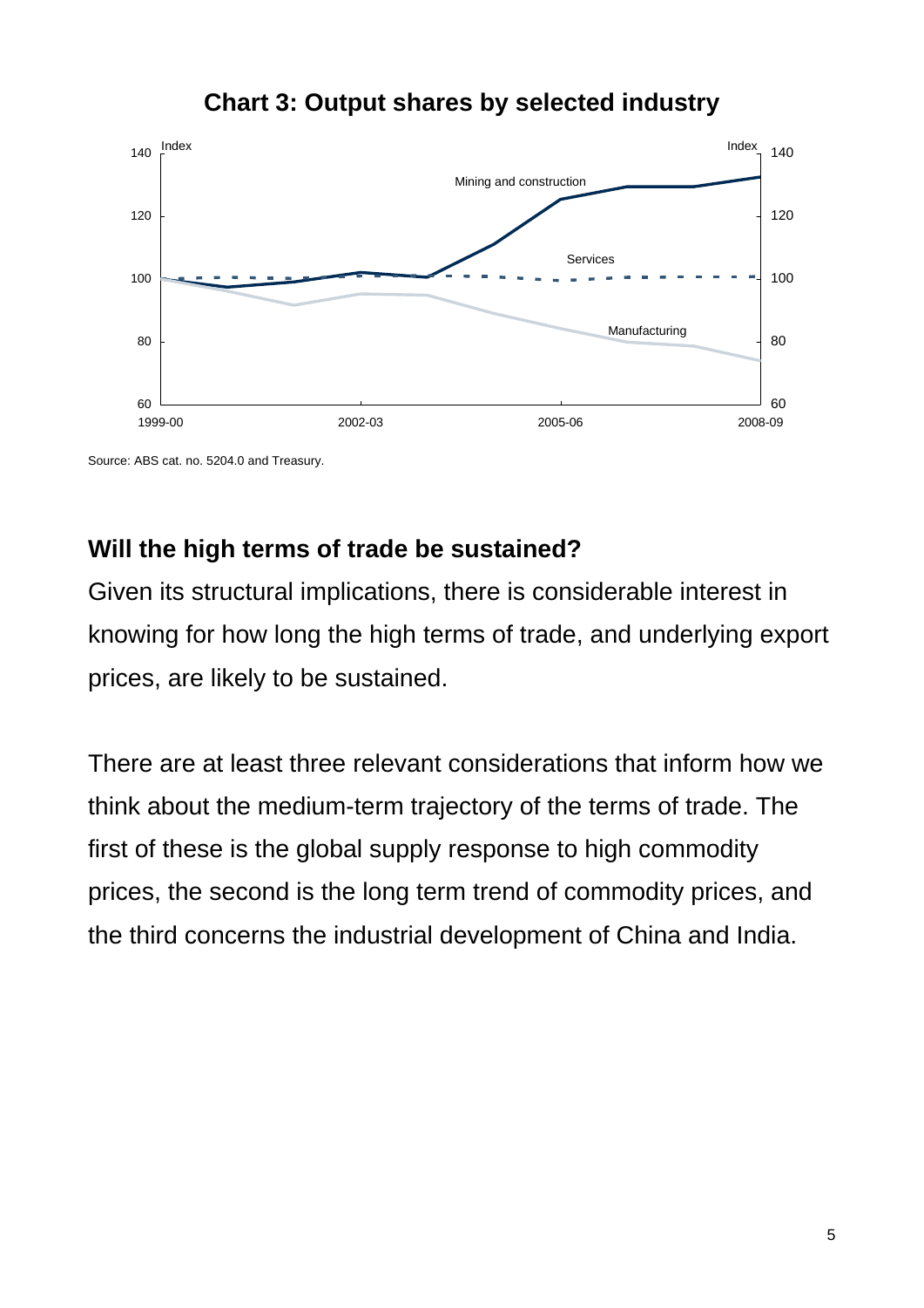**Chart 3: Output shares by selected industry**

Source: ABS cat. no. 5204.0 and Treasury.

## Will the high terms of trade be sustained?

Given its structural implications, there is considerable interest in knowing for how long the high terms of trade, and underlying export prices, are likely to be sustained.

There are at least three relevant considerations that inform how we think about the medium-term trajectory of the terms of trade. The first of these is the global supply response to high commodity prices, the second is the long term trend of commodity prices, and the third concerns the industrial development of China and India.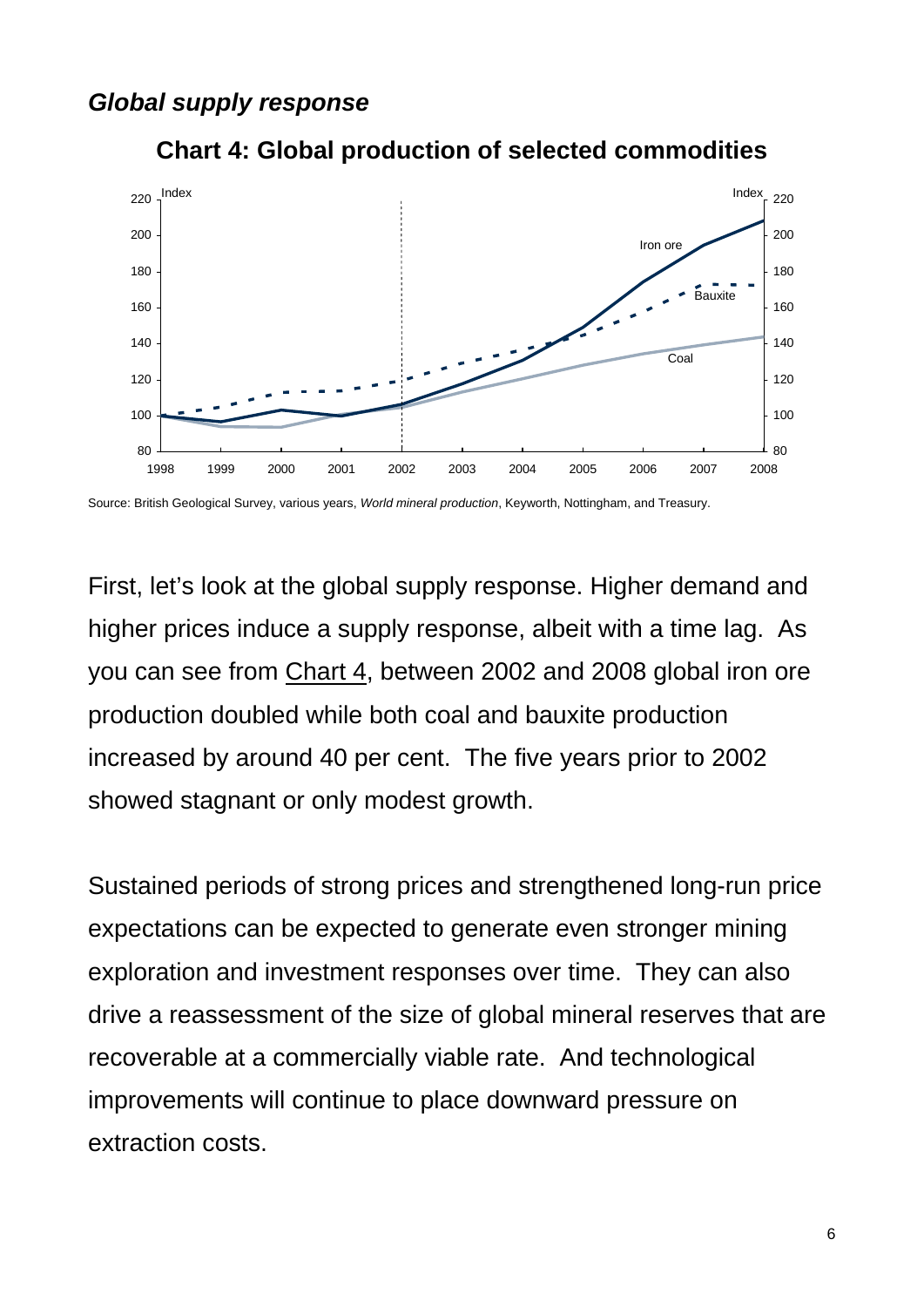### *Global supply response*

**Chart 4: Global production of selected commodities**

Source: British Geological Survey, various years, *World mineral production*, Keyworth, Nottingham, and Treasury.

First, let's look at the global supply response. Higher demand and higher prices induce a supply response, albeit with a time lag. As you can see from Chart 4, between 2002 and 2008 global iron ore production doubled while both coal and bauxite production increased by around 40 per cent. The five years prior to 2002 showed stagnant or only modest growth.

Sustained periods of strong prices and strengthened long-run price expectations can be expected to generate even stronger mining exploration and investment responses over time. They can also drive a reassessment of the size of global mineral reserves that are recoverable at a commercially viable rate. And technological improvements will continue to place downward pressure on extraction costs.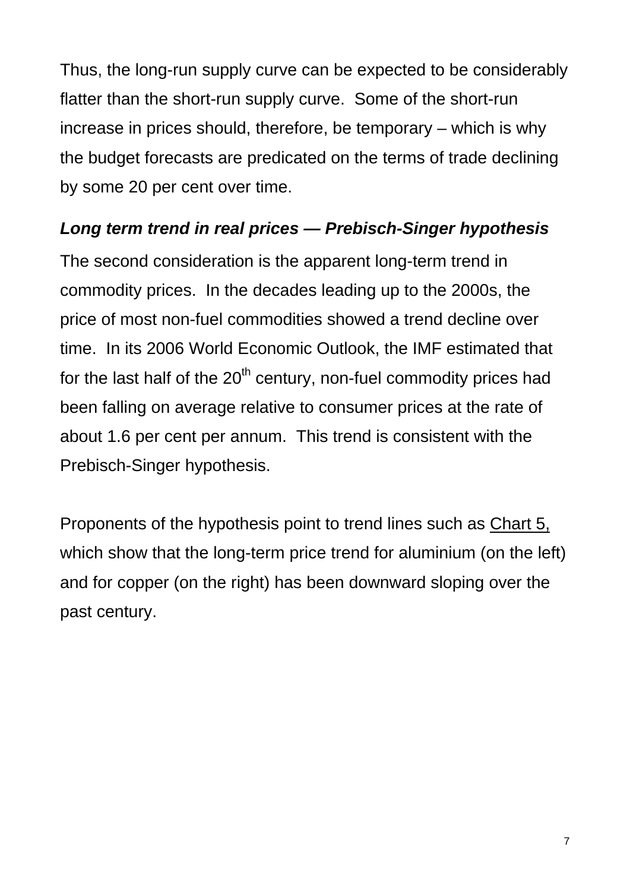Thus, the long-run supply curve can be expected to be considerably flatter than the short-run supply curve. Some of the short-run increase in prices should, therefore, be temporary – which is why the budget forecasts are predicated on the terms of trade declining by some 20 per cent over time.

### *Long term trend in real prices — Prebisch-Singer hypothesis*

The second consideration is the apparent long-term trend in commodity prices. In the decades leading up to the 2000s, the price of most non-fuel commodities showed a trend decline over time. In its 2006 World Economic Outlook, the IMF estimated that for the last half of the 20th century, non-fuel commodity prices had been falling on average relative to consumer prices at the rate of about 1.6 per cent per annum. This trend is consistent with the Prebisch-Singer hypothesis.

Proponents of the hypothesis point to trend lines such as Chart 5, which show that the long-term price trend for aluminium (on the left) and for copper (on the right) has been downward sloping over the past century.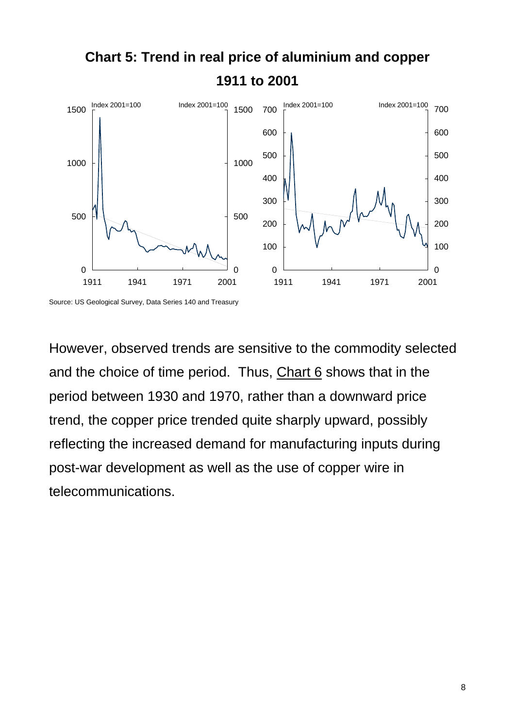**Chart 5: Trend in real price of aluminium and copper 1911 to 2001**

Source: US Geological Survey, Data Series 140 and Treasury

However, observed trends are sensitive to the commodity selected and the choice of time period. Thus, Chart 6 shows that in the period between 1930 and 1970, rather than a downward price trend, the copper price trended quite sharply upward, possibly reflecting the increased demand for manufacturing inputs during post-war development as well as the use of copper wire in telecommunications.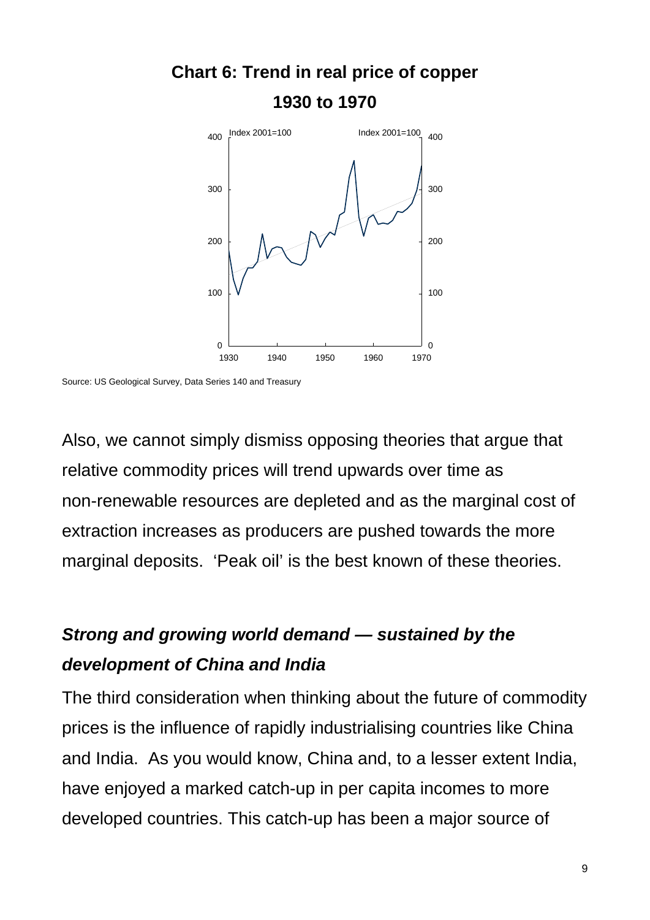**Chart 6: Trend in real price of copper**

**1930 to 1970**

Source: US Geological Survey, Data Series 140 and Treasury

Also, we cannot simply dismiss opposing theories that argue that relative commodity prices will trend upwards over time as non-renewable resources are depleted and as the marginal cost of extraction increases as producers are pushed towards the more marginal deposits. 'Peak oil' is the best known of these theories.

### *Strong and growing world demand — sustained by the development of China and India*

The third consideration when thinking about the future of commodity prices is the influence of rapidly industrialising countries like China and India. As you would know, China and, to a lesser extent India, have enjoyed a marked catch-up in per capita incomes to more developed countries. This catch-up has been a major source of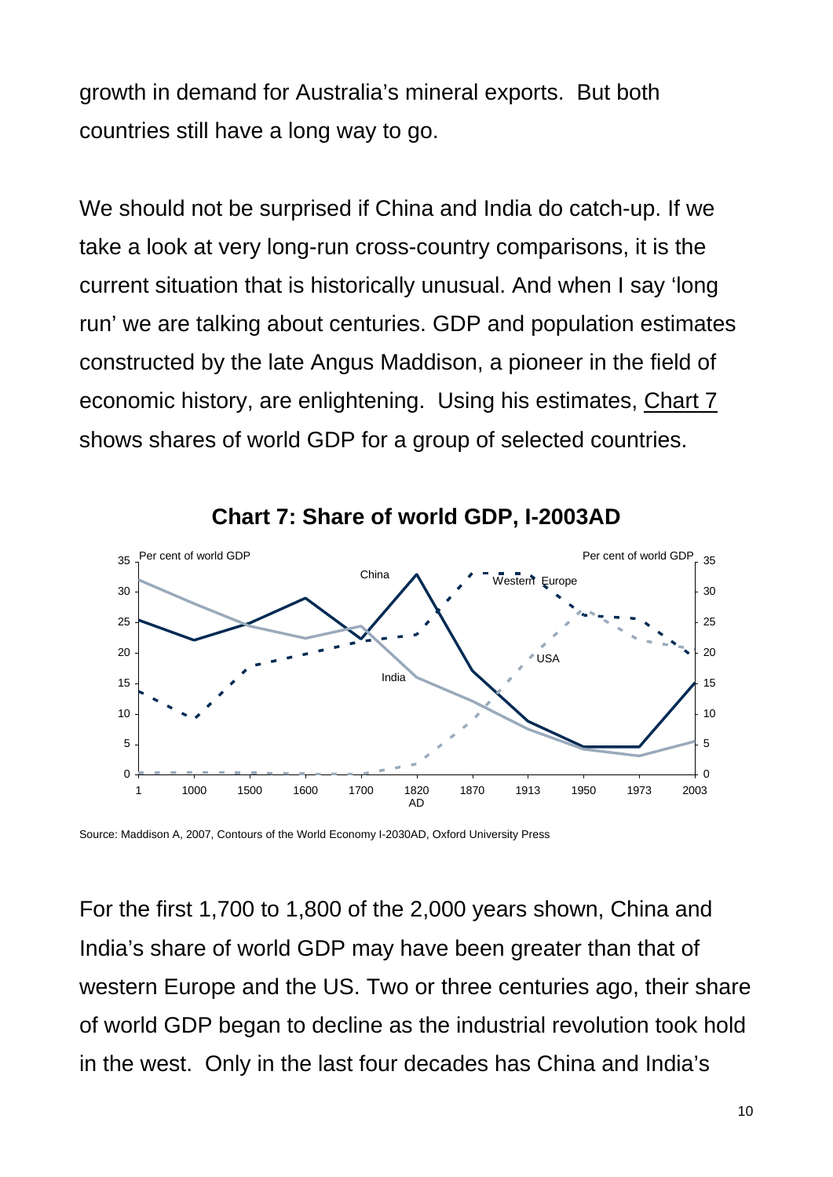growth in demand for Australia's mineral exports. But both countries still have a long way to go.

We should not be surprised if China and India do catch-up. If we take a look at very long-run cross-country comparisons, it is the current situation that is historically unusual. And when I say 'long run' we are talking about centuries. GDP and population estimates constructed by the late Angus Maddison, a pioneer in the field of economic history, are enlightening. Using his estimates, Chart 7 shows shares of world GDP for a group of selected countries.

**Chart 7: Share of world GDP, I-2003AD**

Source: Maddison A, 2007, Contours of the World Economy I-2030AD, Oxford University Press

For the first 1,700 to 1,800 of the 2,000 years shown, China and India's share of world GDP may have been greater than that of western Europe and the US. Two or three centuries ago, their share of world GDP began to decline as the industrial revolution took hold in the west. Only in the last four decades has China and India's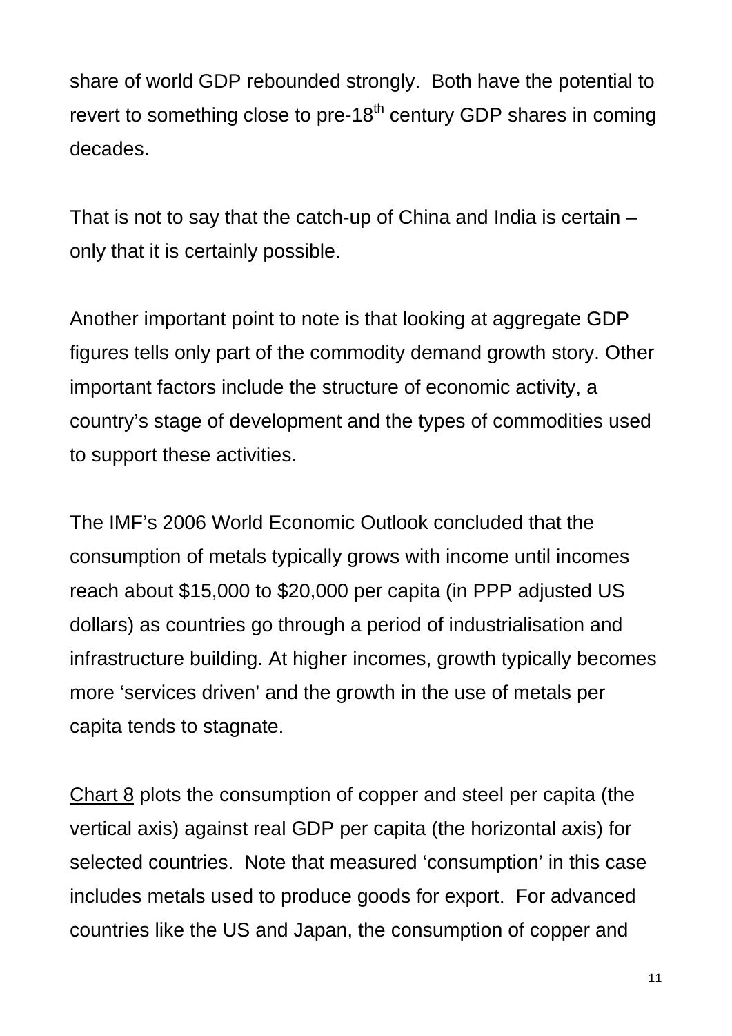share of world GDP rebounded strongly. Both have the potential to revert to something close to pre-18th century GDP shares in coming decades.

That is not to say that the catch-up of China and India is certain – only that it is certainly possible.

Another important point to note is that looking at aggregate GDP figures tells only part of the commodity demand growth story. Other important factors include the structure of economic activity, a country's stage of development and the types of commodities used to support these activities.

The IMF's 2006 World Economic Outlook concluded that the consumption of metals typically grows with income until incomes reach about $15,000 to $20,000 per capita (in PPP adjusted US dollars) as countries go through a period of industrialisation and infrastructure building. At higher incomes, growth typically becomes more 'services driven' and the growth in the use of metals per capita tends to stagnate.

Chart 8 plots the consumption of copper and steel per capita (the vertical axis) against real GDP per capita (the horizontal axis) for selected countries. Note that measured 'consumption' in this case includes metals used to produce goods for export. For advanced countries like the US and Japan, the consumption of copper and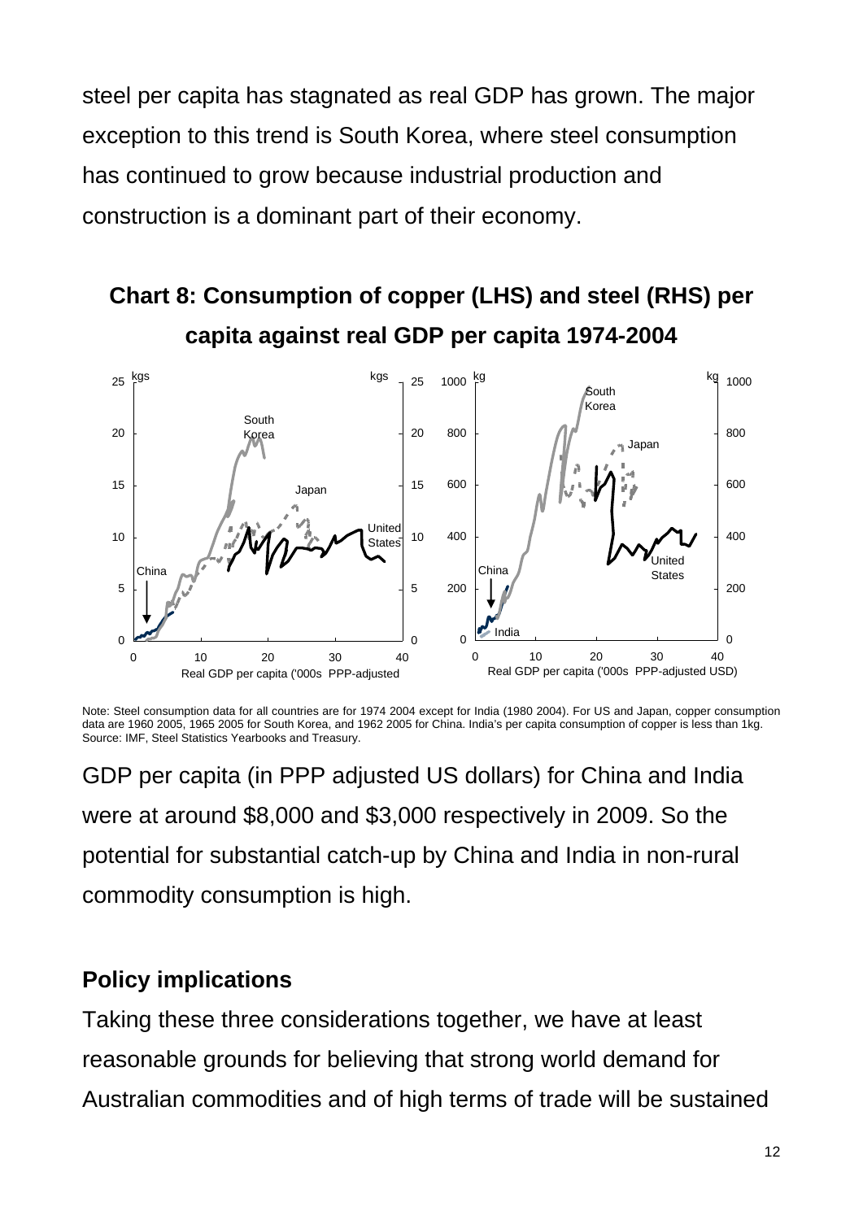steel per capita has stagnated as real GDP has grown. The major exception to this trend is South Korea, where steel consumption has continued to grow because industrial production and construction is a dominant part of their economy.

**Chart 8: Consumption of copper (LHS) and steel (RHS) per capita against real GDP per capita 1974-2004**

Note: Steel consumption data for all countries are for 1974 2004 except for India (1980 2004). For US and Japan, copper consumption data are 1960 2005, 1965 2005 for South Korea, and 1962 2005 for China. India's per capita consumption of copper is less than 1kg.
Source: IMF, Steel Statistics Yearbooks and Treasury.

GDP per capita (in PPP adjusted US dollars) for China and India were at around $8,000 and $3,000 respectively in 2009. So the potential for substantial catch-up by China and India in non-rural commodity consumption is high.

## Policy implications

Taking these three considerations together, we have at least reasonable grounds for believing that strong world demand for Australian commodities and of high terms of trade will be sustained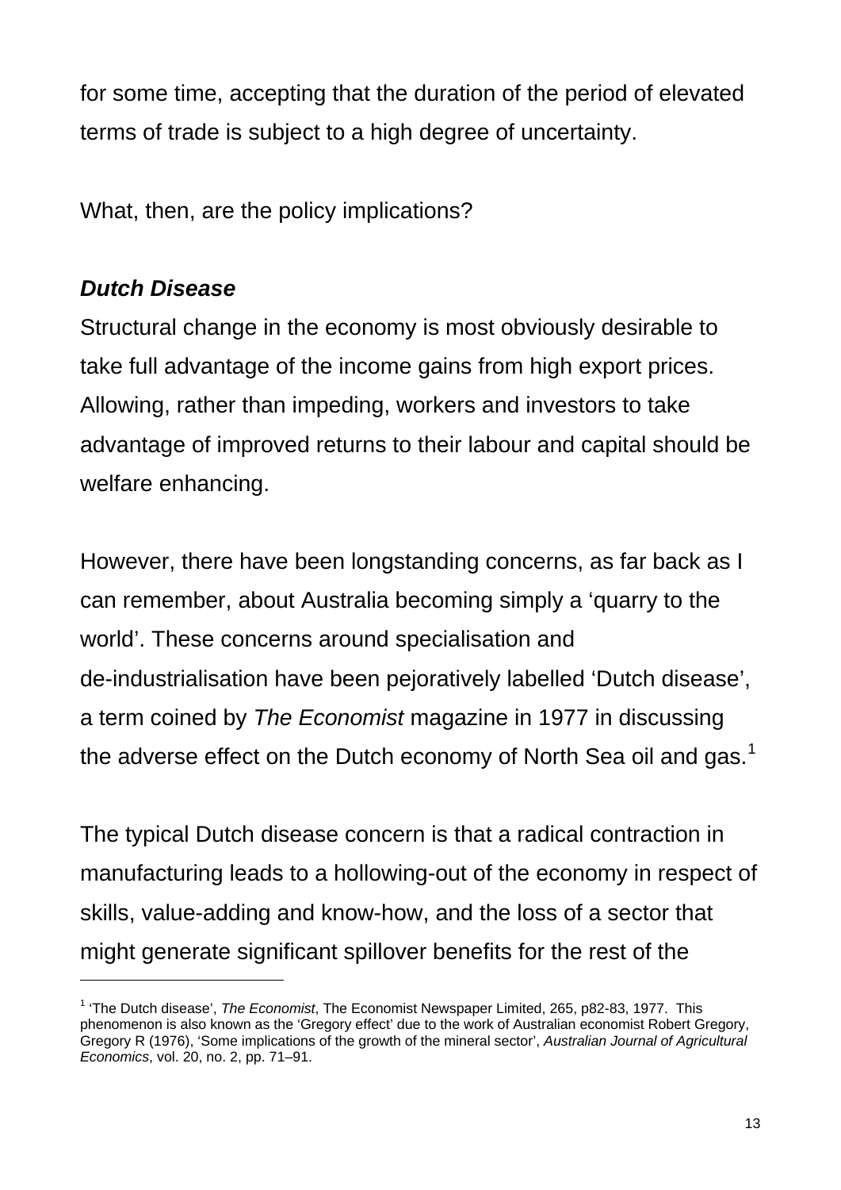for some time, accepting that the duration of the period of elevated terms of trade is subject to a high degree of uncertainty.

What, then, are the policy implications?

### *Dutch Disease*

Structural change in the economy is most obviously desirable to take full advantage of the income gains from high export prices. Allowing, rather than impeding, workers and investors to take advantage of improved returns to their labour and capital should be welfare enhancing.

However, there have been longstanding concerns, as far back as I can remember, about Australia becoming simply a 'quarry to the world'. These concerns around specialisation and de-industrialisation have been pejoratively labelled 'Dutch disease', a term coined by *The Economist* magazine in 1977 in discussing the adverse effect on the Dutch economy of North Sea oil and gas.[1]

The typical Dutch disease concern is that a radical contraction in manufacturing leads to a hollowing-out of the economy in respect of skills, value-adding and know-how, and the loss of a sector that might generate significant spillover benefits for the rest of the

---

[1] 'The Dutch disease', *The Economist*, The Economist Newspaper Limited, 265, p82-83, 1977. This phenomenon is also known as the 'Gregory effect' due to the work of Australian economist Robert Gregory, Gregory R (1976), 'Some implications of the growth of the mineral sector', *Australian Journal of Agricultural Economics*, vol. 20, no. 2, pp. 71–91.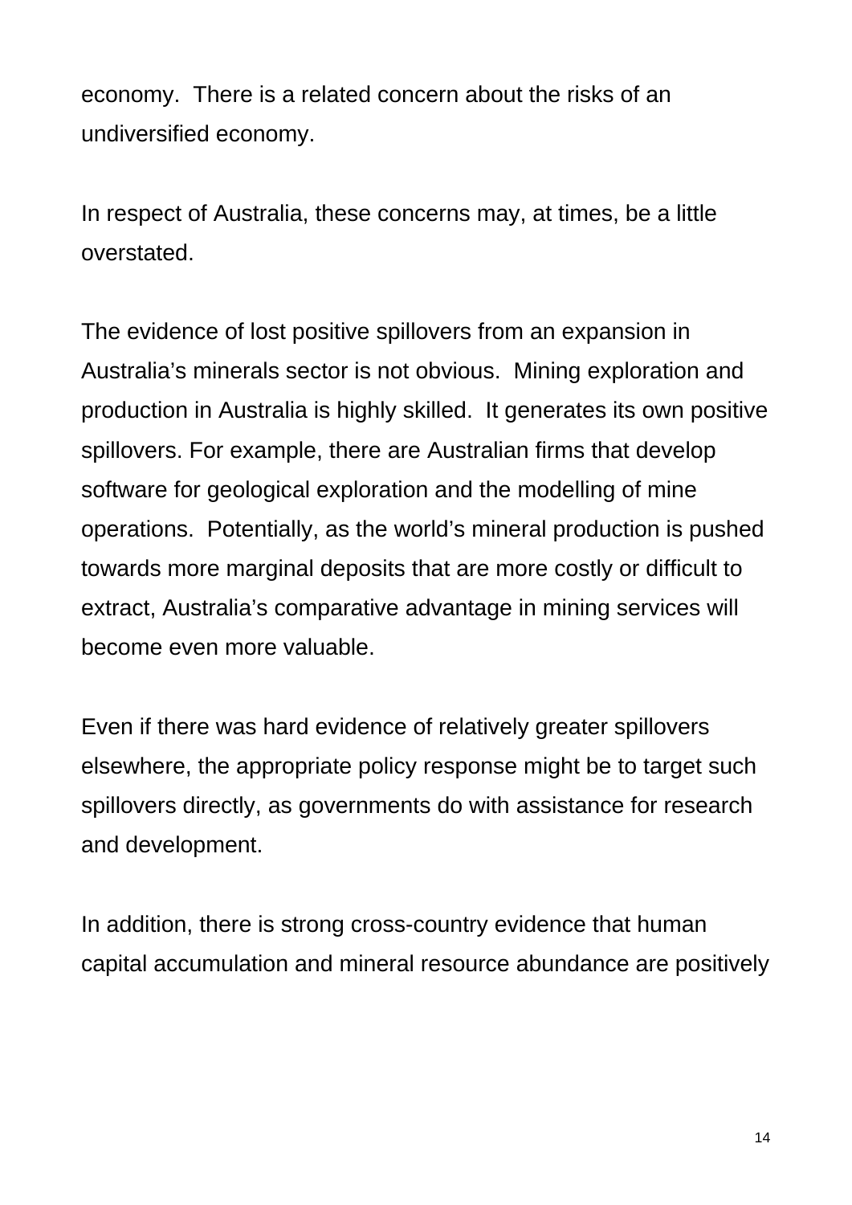economy. There is a related concern about the risks of an undiversified economy.

In respect of Australia, these concerns may, at times, be a little overstated.

The evidence of lost positive spillovers from an expansion in Australia's minerals sector is not obvious. Mining exploration and production in Australia is highly skilled. It generates its own positive spillovers. For example, there are Australian firms that develop software for geological exploration and the modelling of mine operations. Potentially, as the world's mineral production is pushed towards more marginal deposits that are more costly or difficult to extract, Australia's comparative advantage in mining services will become even more valuable.

Even if there was hard evidence of relatively greater spillovers elsewhere, the appropriate policy response might be to target such spillovers directly, as governments do with assistance for research and development.

In addition, there is strong cross-country evidence that human capital accumulation and mineral resource abundance are positively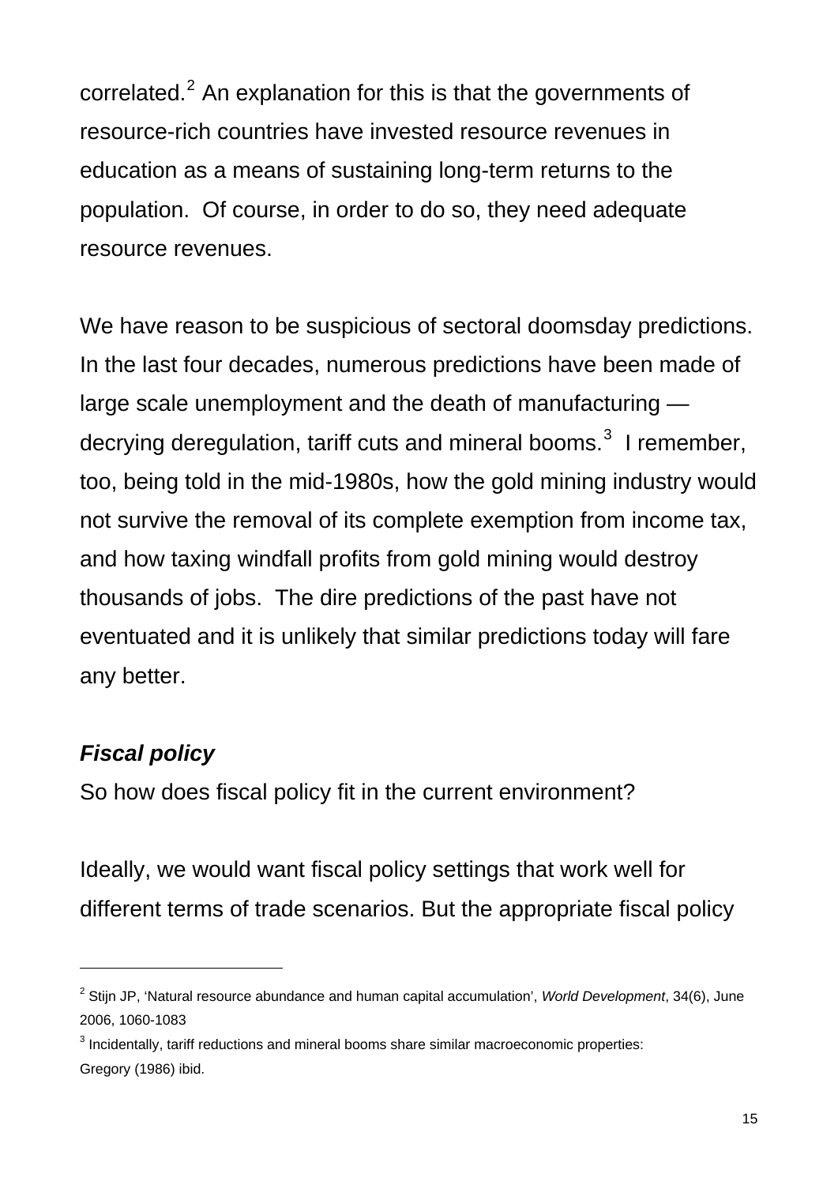correlated.[2] An explanation for this is that the governments of resource-rich countries have invested resource revenues in education as a means of sustaining long-term returns to the population. Of course, in order to do so, they need adequate resource revenues.

We have reason to be suspicious of sectoral doomsday predictions. In the last four decades, numerous predictions have been made of large scale unemployment and the death of manufacturing — decrying deregulation, tariff cuts and mineral booms.[3] I remember, too, being told in the mid-1980s, how the gold mining industry would not survive the removal of its complete exemption from income tax, and how taxing windfall profits from gold mining would destroy thousands of jobs. The dire predictions of the past have not eventuated and it is unlikely that similar predictions today will fare any better.

### *Fiscal policy*

So how does fiscal policy fit in the current environment?

Ideally, we would want fiscal policy settings that work well for different terms of trade scenarios. But the appropriate fiscal policy

---

[2] Stijn JP, 'Natural resource abundance and human capital accumulation', *World Development*, 34(6), June 2006, 1060-1083

[3] Incidentally, tariff reductions and mineral booms share similar macroeconomic properties: Gregory (1986) ibid.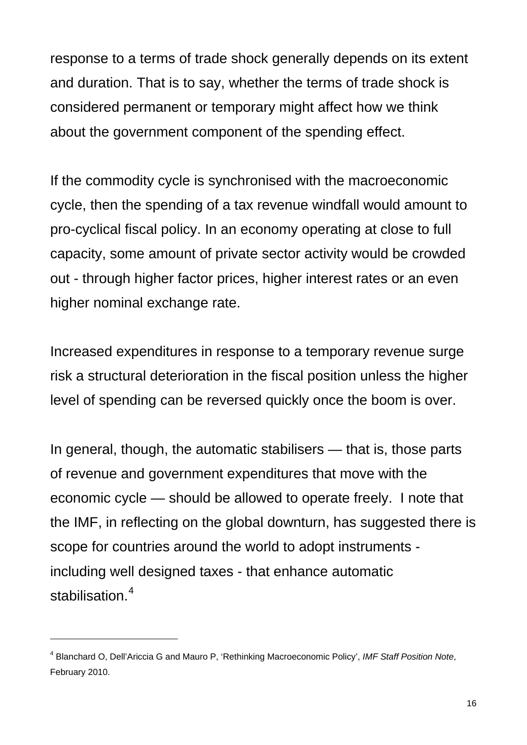response to a terms of trade shock generally depends on its extent and duration. That is to say, whether the terms of trade shock is considered permanent or temporary might affect how we think about the government component of the spending effect.

If the commodity cycle is synchronised with the macroeconomic cycle, then the spending of a tax revenue windfall would amount to pro-cyclical fiscal policy. In an economy operating at close to full capacity, some amount of private sector activity would be crowded out - through higher factor prices, higher interest rates or an even higher nominal exchange rate.

Increased expenditures in response to a temporary revenue surge risk a structural deterioration in the fiscal position unless the higher level of spending can be reversed quickly once the boom is over.

In general, though, the automatic stabilisers — that is, those parts of revenue and government expenditures that move with the economic cycle — should be allowed to operate freely. I note that the IMF, in reflecting on the global downturn, has suggested there is scope for countries around the world to adopt instruments - including well designed taxes - that enhance automatic stabilisation.[4]

---

[4] Blanchard O, Dell'Ariccia G and Mauro P, 'Rethinking Macroeconomic Policy', *IMF Staff Position Note*, February 2010.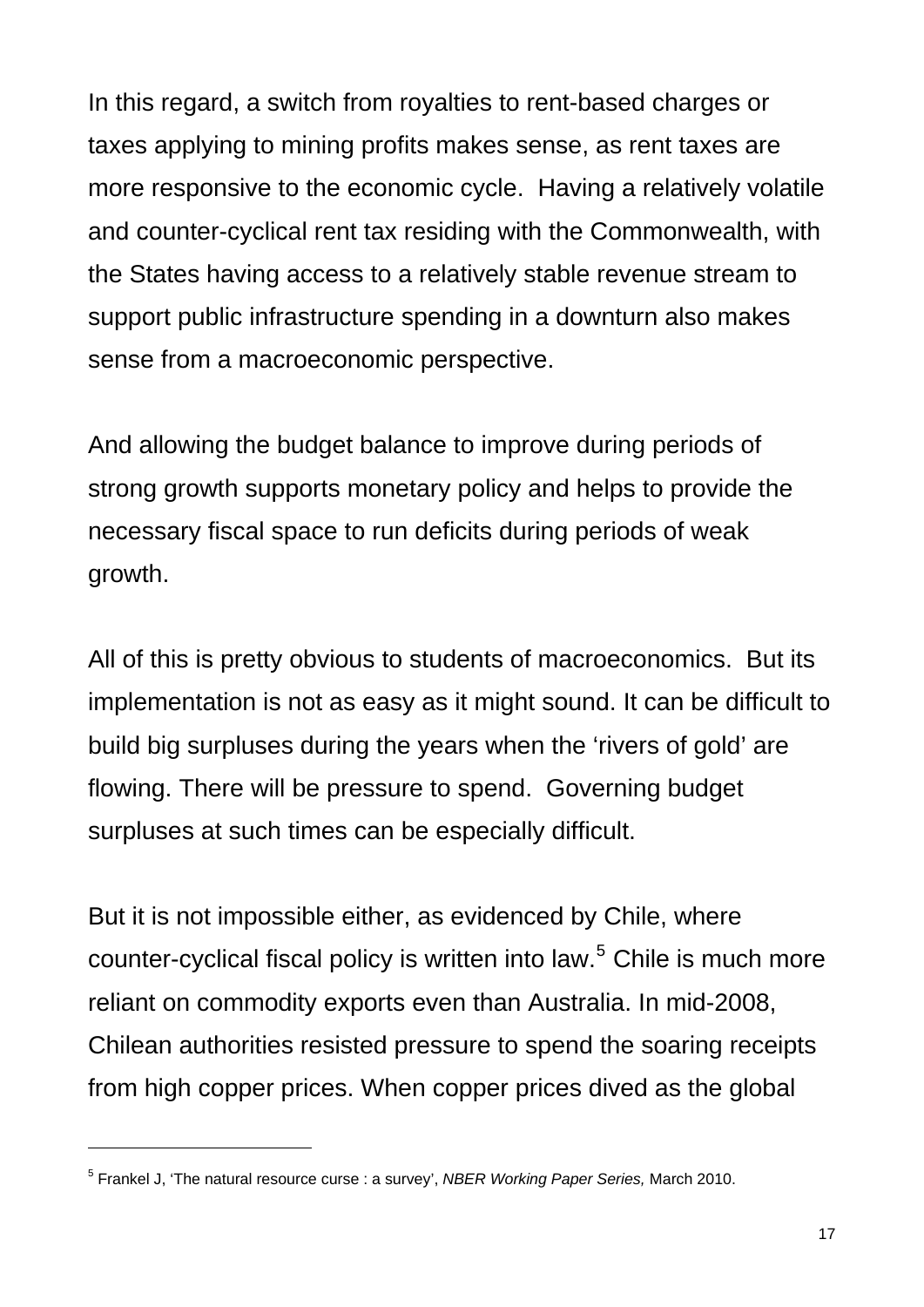In this regard, a switch from royalties to rent-based charges or taxes applying to mining profits makes sense, as rent taxes are more responsive to the economic cycle. Having a relatively volatile and counter-cyclical rent tax residing with the Commonwealth, with the States having access to a relatively stable revenue stream to support public infrastructure spending in a downturn also makes sense from a macroeconomic perspective.

And allowing the budget balance to improve during periods of strong growth supports monetary policy and helps to provide the necessary fiscal space to run deficits during periods of weak growth.

All of this is pretty obvious to students of macroeconomics. But its implementation is not as easy as it might sound. It can be difficult to build big surpluses during the years when the 'rivers of gold' are flowing. There will be pressure to spend. Governing budget surpluses at such times can be especially difficult.

But it is not impossible either, as evidenced by Chile, where counter-cyclical fiscal policy is written into law.[5] Chile is much more reliant on commodity exports even than Australia. In mid-2008, Chilean authorities resisted pressure to spend the soaring receipts from high copper prices. When copper prices dived as the global

---

[5] Frankel J, 'The natural resource curse : a survey', *NBER Working Paper Series,* March 2010.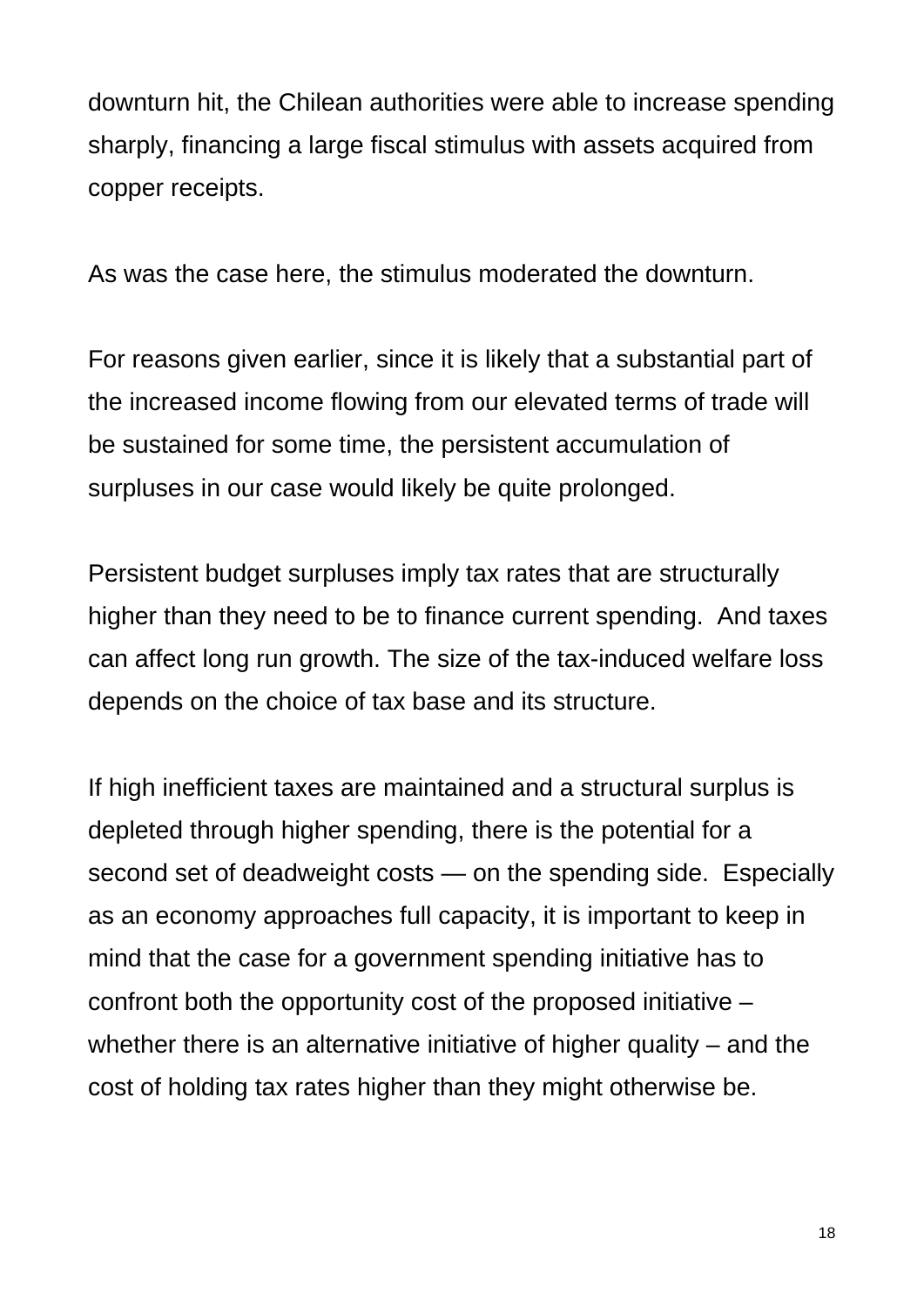downturn hit, the Chilean authorities were able to increase spending sharply, financing a large fiscal stimulus with assets acquired from copper receipts.

As was the case here, the stimulus moderated the downturn.

For reasons given earlier, since it is likely that a substantial part of the increased income flowing from our elevated terms of trade will be sustained for some time, the persistent accumulation of surpluses in our case would likely be quite prolonged.

Persistent budget surpluses imply tax rates that are structurally higher than they need to be to finance current spending. And taxes can affect long run growth. The size of the tax-induced welfare loss depends on the choice of tax base and its structure.

If high inefficient taxes are maintained and a structural surplus is depleted through higher spending, there is the potential for a second set of deadweight costs — on the spending side. Especially as an economy approaches full capacity, it is important to keep in mind that the case for a government spending initiative has to confront both the opportunity cost of the proposed initiative – whether there is an alternative initiative of higher quality – and the cost of holding tax rates higher than they might otherwise be.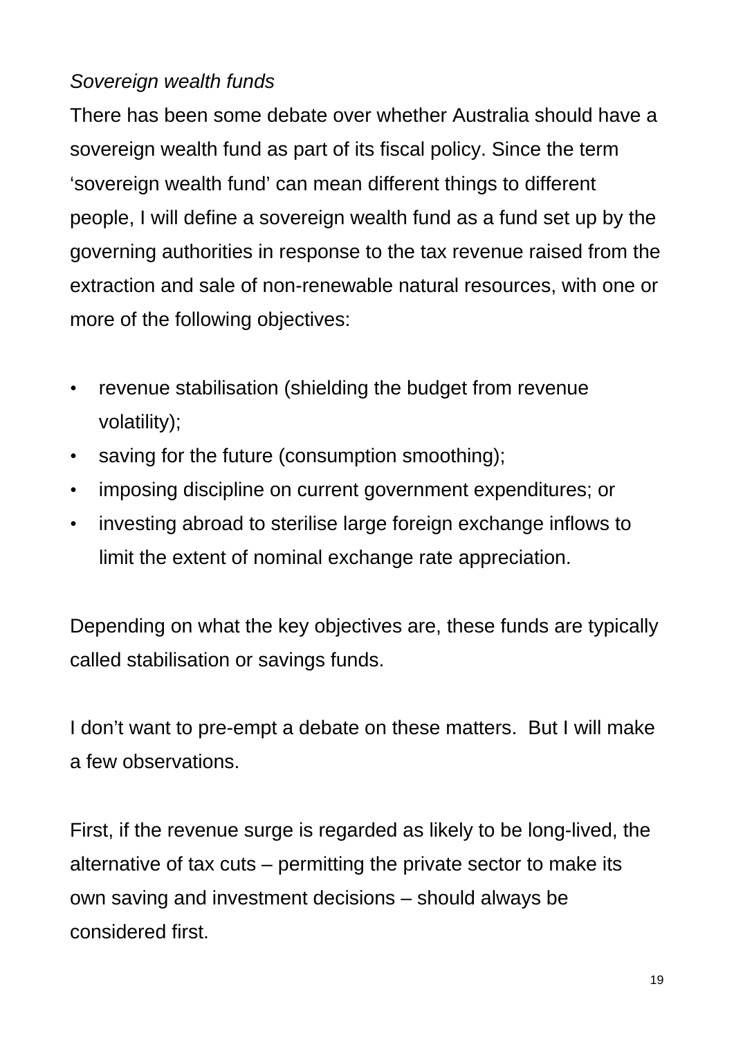*Sovereign wealth funds*

There has been some debate over whether Australia should have a sovereign wealth fund as part of its fiscal policy. Since the term 'sovereign wealth fund' can mean different things to different people, I will define a sovereign wealth fund as a fund set up by the governing authorities in response to the tax revenue raised from the extraction and sale of non-renewable natural resources, with one or more of the following objectives:

- revenue stabilisation (shielding the budget from revenue volatility);
- saving for the future (consumption smoothing);
- imposing discipline on current government expenditures; or
- investing abroad to sterilise large foreign exchange inflows to limit the extent of nominal exchange rate appreciation.

Depending on what the key objectives are, these funds are typically called stabilisation or savings funds.

I don't want to pre-empt a debate on these matters.  But I will make a few observations.

First, if the revenue surge is regarded as likely to be long-lived, the alternative of tax cuts – permitting the private sector to make its own saving and investment decisions – should always be considered first.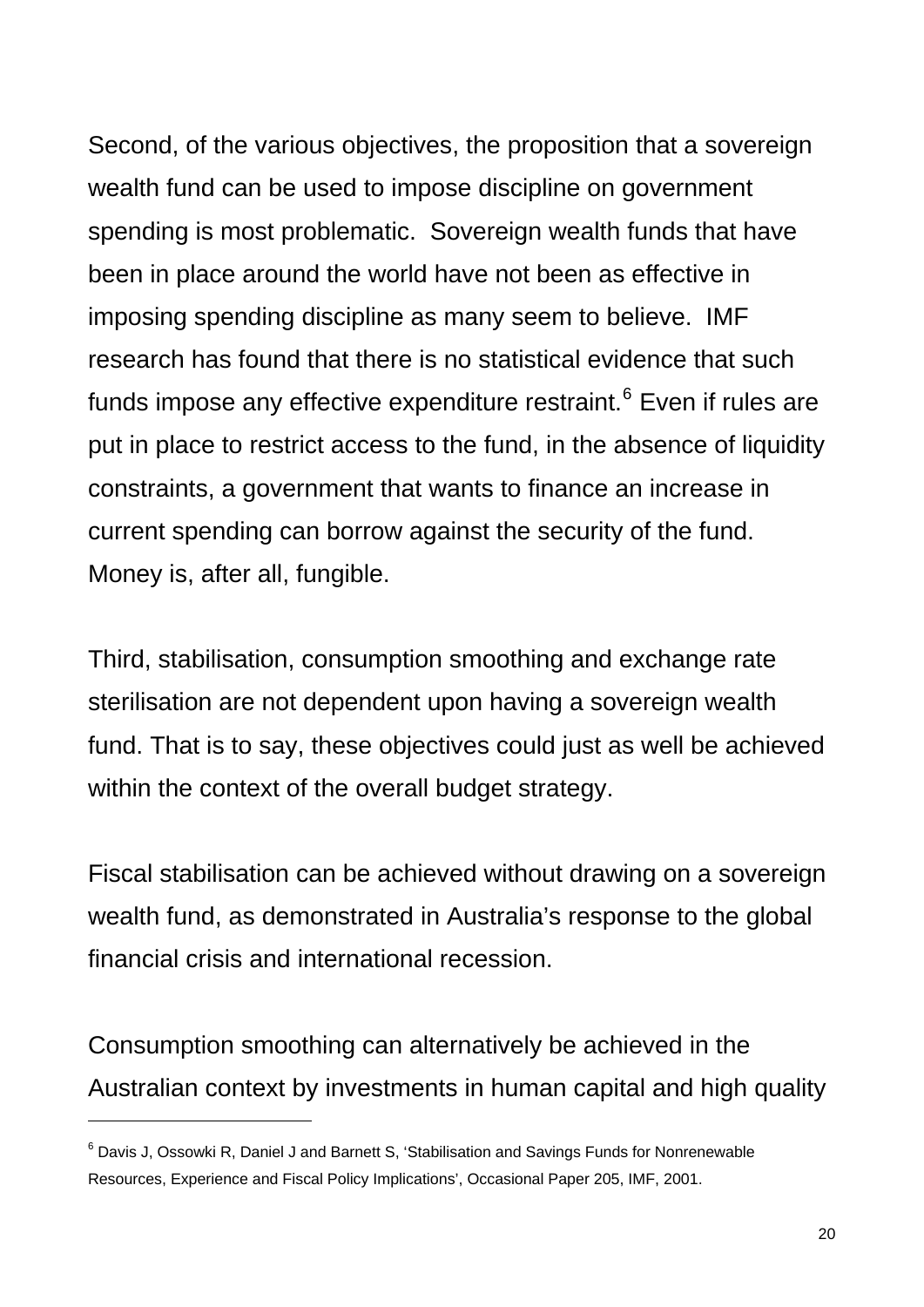Second, of the various objectives, the proposition that a sovereign wealth fund can be used to impose discipline on government spending is most problematic.  Sovereign wealth funds that have been in place around the world have not been as effective in imposing spending discipline as many seem to believe.  IMF research has found that there is no statistical evidence that such funds impose any effective expenditure restraint.[6] Even if rules are put in place to restrict access to the fund, in the absence of liquidity constraints, a government that wants to finance an increase in current spending can borrow against the security of the fund. Money is, after all, fungible.

Third, stabilisation, consumption smoothing and exchange rate sterilisation are not dependent upon having a sovereign wealth fund. That is to say, these objectives could just as well be achieved within the context of the overall budget strategy.

Fiscal stabilisation can be achieved without drawing on a sovereign wealth fund, as demonstrated in Australia's response to the global financial crisis and international recession.

Consumption smoothing can alternatively be achieved in the Australian context by investments in human capital and high quality

---

[6] Davis J, Ossowki R, Daniel J and Barnett S, 'Stabilisation and Savings Funds for Nonrenewable Resources, Experience and Fiscal Policy Implications', Occasional Paper 205, IMF, 2001.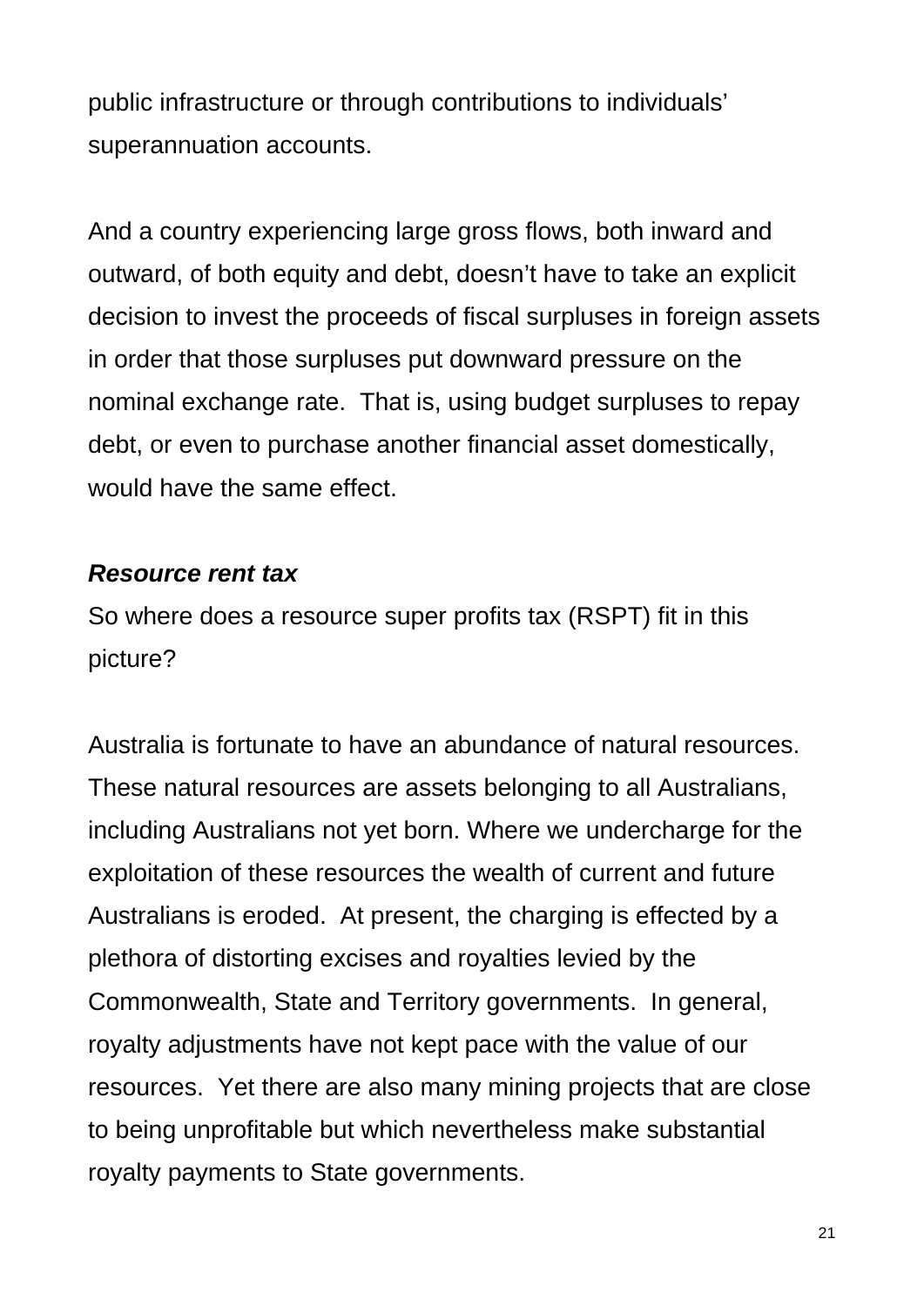public infrastructure or through contributions to individuals' superannuation accounts.

And a country experiencing large gross flows, both inward and outward, of both equity and debt, doesn't have to take an explicit decision to invest the proceeds of fiscal surpluses in foreign assets in order that those surpluses put downward pressure on the nominal exchange rate.  That is, using budget surpluses to repay debt, or even to purchase another financial asset domestically, would have the same effect.

***Resource rent tax***

So where does a resource super profits tax (RSPT) fit in this picture?

Australia is fortunate to have an abundance of natural resources. These natural resources are assets belonging to all Australians, including Australians not yet born. Where we undercharge for the exploitation of these resources the wealth of current and future Australians is eroded.  At present, the charging is effected by a plethora of distorting excises and royalties levied by the Commonwealth, State and Territory governments.  In general, royalty adjustments have not kept pace with the value of our resources.  Yet there are also many mining projects that are close to being unprofitable but which nevertheless make substantial royalty payments to State governments.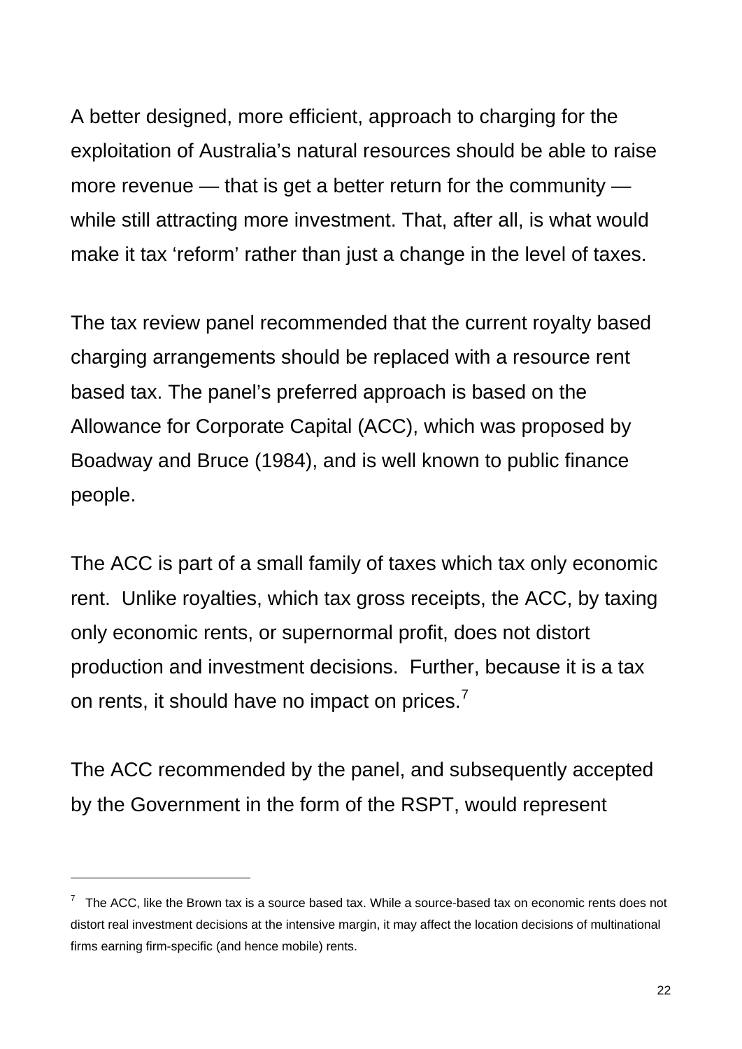A better designed, more efficient, approach to charging for the exploitation of Australia's natural resources should be able to raise more revenue — that is get a better return for the community — while still attracting more investment. That, after all, is what would make it tax 'reform' rather than just a change in the level of taxes.

The tax review panel recommended that the current royalty based charging arrangements should be replaced with a resource rent based tax. The panel's preferred approach is based on the Allowance for Corporate Capital (ACC), which was proposed by Boadway and Bruce (1984), and is well known to public finance people.

The ACC is part of a small family of taxes which tax only economic rent. Unlike royalties, which tax gross receipts, the ACC, by taxing only economic rents, or supernormal profit, does not distort production and investment decisions. Further, because it is a tax on rents, it should have no impact on prices.[7]

The ACC recommended by the panel, and subsequently accepted by the Government in the form of the RSPT, would represent

---

[7] The ACC, like the Brown tax is a source based tax. While a source-based tax on economic rents does not distort real investment decisions at the intensive margin, it may affect the location decisions of multinational firms earning firm-specific (and hence mobile) rents.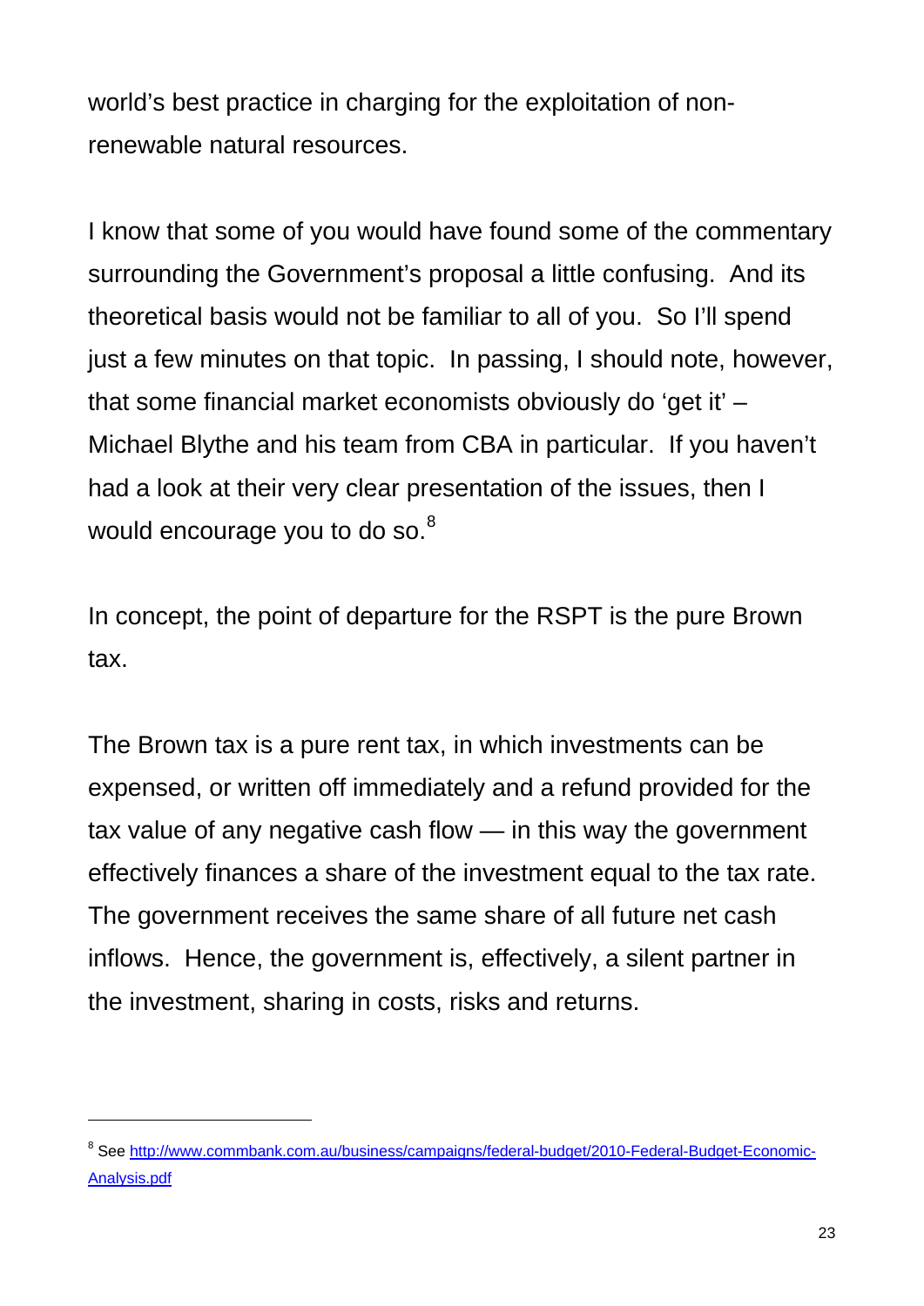world's best practice in charging for the exploitation of non-renewable natural resources.

I know that some of you would have found some of the commentary surrounding the Government's proposal a little confusing. And its theoretical basis would not be familiar to all of you. So I'll spend just a few minutes on that topic. In passing, I should note, however, that some financial market economists obviously do 'get it' – Michael Blythe and his team from CBA in particular. If you haven't had a look at their very clear presentation of the issues, then I would encourage you to do so.[8]

In concept, the point of departure for the RSPT is the pure Brown tax.

The Brown tax is a pure rent tax, in which investments can be expensed, or written off immediately and a refund provided for the tax value of any negative cash flow — in this way the government effectively finances a share of the investment equal to the tax rate. The government receives the same share of all future net cash inflows. Hence, the government is, effectively, a silent partner in the investment, sharing in costs, risks and returns.

---

[8] See http://www.commbank.com.au/business/campaigns/federal-budget/2010-Federal-Budget-Economic-Analysis.pdf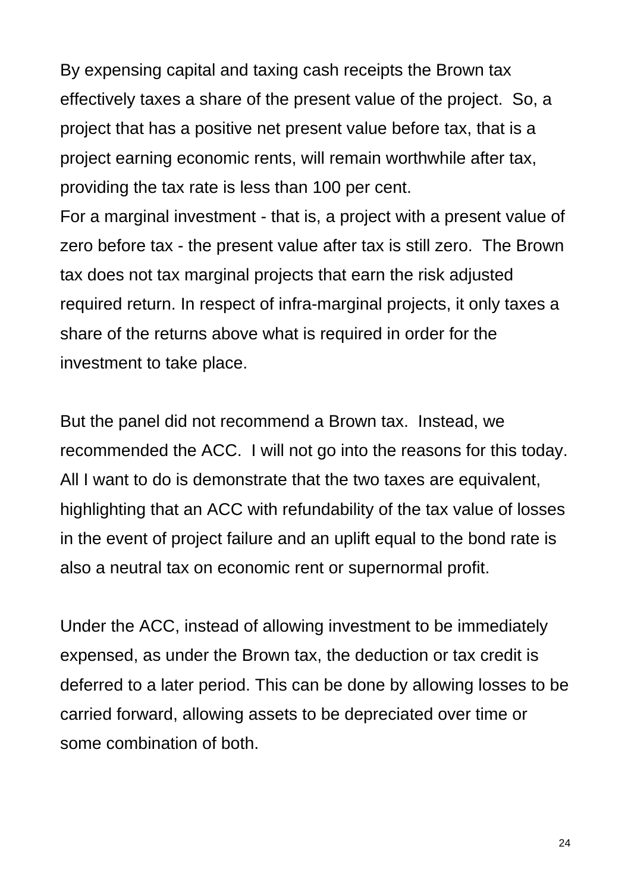By expensing capital and taxing cash receipts the Brown tax effectively taxes a share of the present value of the project. So, a project that has a positive net present value before tax, that is a project earning economic rents, will remain worthwhile after tax, providing the tax rate is less than 100 per cent.
For a marginal investment - that is, a project with a present value of zero before tax - the present value after tax is still zero. The Brown tax does not tax marginal projects that earn the risk adjusted required return. In respect of infra-marginal projects, it only taxes a share of the returns above what is required in order for the investment to take place.

But the panel did not recommend a Brown tax. Instead, we recommended the ACC. I will not go into the reasons for this today. All I want to do is demonstrate that the two taxes are equivalent, highlighting that an ACC with refundability of the tax value of losses in the event of project failure and an uplift equal to the bond rate is also a neutral tax on economic rent or supernormal profit.

Under the ACC, instead of allowing investment to be immediately expensed, as under the Brown tax, the deduction or tax credit is deferred to a later period. This can be done by allowing losses to be carried forward, allowing assets to be depreciated over time or some combination of both.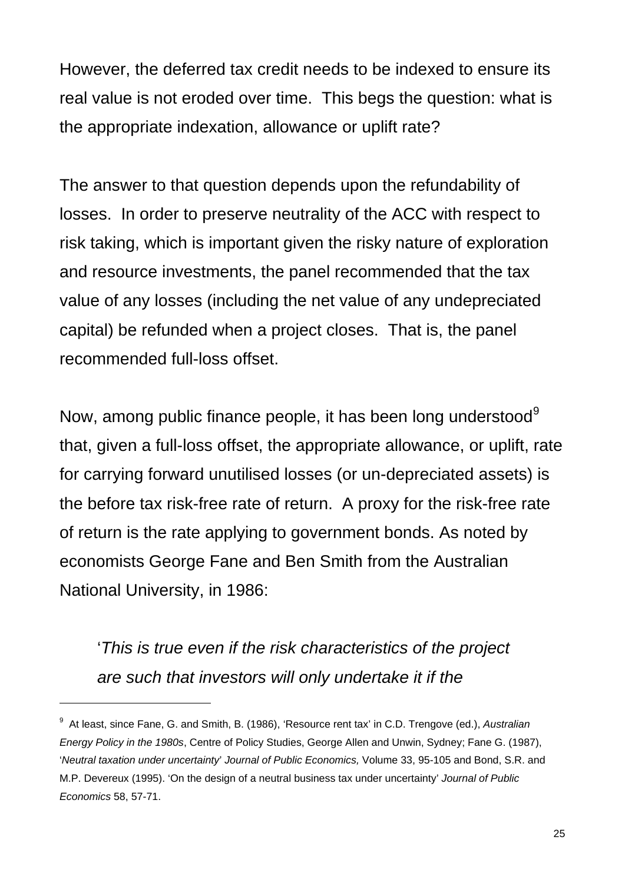However, the deferred tax credit needs to be indexed to ensure its real value is not eroded over time. This begs the question: what is the appropriate indexation, allowance or uplift rate?

The answer to that question depends upon the refundability of losses. In order to preserve neutrality of the ACC with respect to risk taking, which is important given the risky nature of exploration and resource investments, the panel recommended that the tax value of any losses (including the net value of any undepreciated capital) be refunded when a project closes. That is, the panel recommended full-loss offset.

Now, among public finance people, it has been long understood[9] that, given a full-loss offset, the appropriate allowance, or uplift, rate for carrying forward unutilised losses (or un-depreciated assets) is the before tax risk-free rate of return. A proxy for the risk-free rate of return is the rate applying to government bonds. As noted by economists George Fane and Ben Smith from the Australian National University, in 1986:

> '*This is true even if the risk characteristics of the project are such that investors will only undertake it if the*

---

[9] At least, since Fane, G. and Smith, B. (1986), 'Resource rent tax' in C.D. Trengove (ed.), *Australian Energy Policy in the 1980s*, Centre of Policy Studies, George Allen and Unwin, Sydney; Fane G. (1987), '*Neutral taxation under uncertainty*' *Journal of Public Economics,* Volume 33, 95-105 and Bond, S.R. and M.P. Devereux (1995). 'On the design of a neutral business tax under uncertainty' *Journal of Public Economics* 58, 57-71.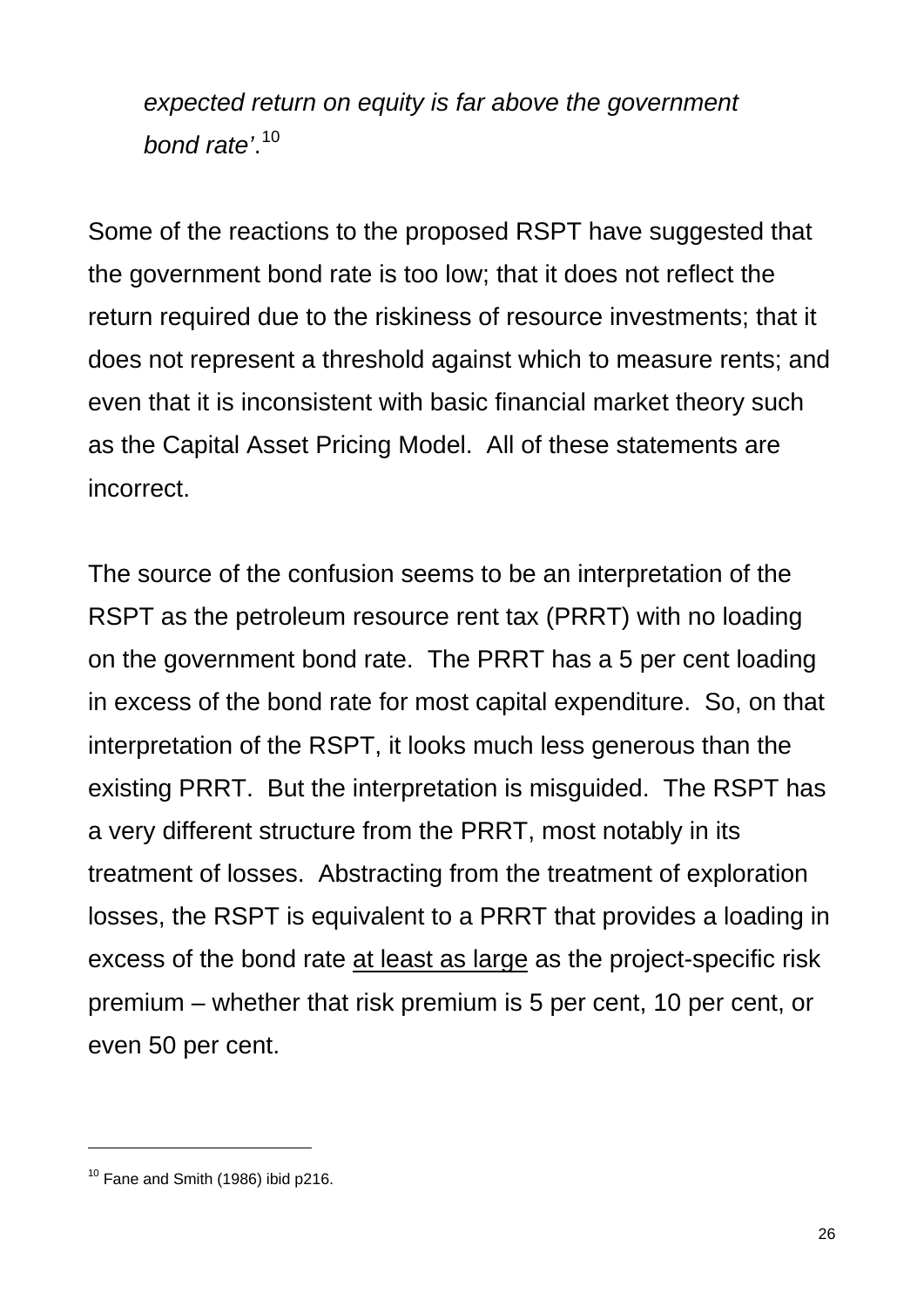> *expected return on equity is far above the government bond rate'*.[10]

Some of the reactions to the proposed RSPT have suggested that the government bond rate is too low; that it does not reflect the return required due to the riskiness of resource investments; that it does not represent a threshold against which to measure rents; and even that it is inconsistent with basic financial market theory such as the Capital Asset Pricing Model. All of these statements are incorrect.

The source of the confusion seems to be an interpretation of the RSPT as the petroleum resource rent tax (PRRT) with no loading on the government bond rate. The PRRT has a 5 per cent loading in excess of the bond rate for most capital expenditure. So, on that interpretation of the RSPT, it looks much less generous than the existing PRRT. But the interpretation is misguided. The RSPT has a very different structure from the PRRT, most notably in its treatment of losses. Abstracting from the treatment of exploration losses, the RSPT is equivalent to a PRRT that provides a loading in excess of the bond rate <u>at least as large</u> as the project-specific risk premium – whether that risk premium is 5 per cent, 10 per cent, or even 50 per cent.

---

[10] Fane and Smith (1986) ibid p216.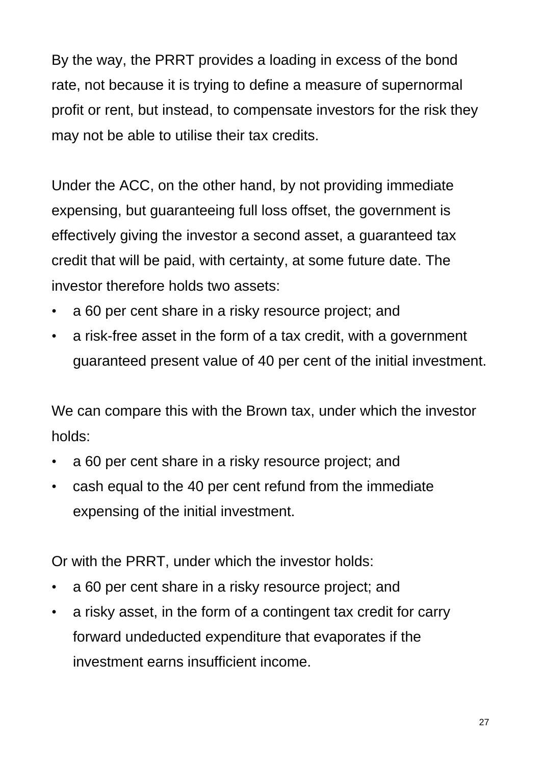By the way, the PRRT provides a loading in excess of the bond rate, not because it is trying to define a measure of supernormal profit or rent, but instead, to compensate investors for the risk they may not be able to utilise their tax credits.

Under the ACC, on the other hand, by not providing immediate expensing, but guaranteeing full loss offset, the government is effectively giving the investor a second asset, a guaranteed tax credit that will be paid, with certainty, at some future date. The investor therefore holds two assets:

- a 60 per cent share in a risky resource project; and
- a risk-free asset in the form of a tax credit, with a government guaranteed present value of 40 per cent of the initial investment.

We can compare this with the Brown tax, under which the investor holds:

- a 60 per cent share in a risky resource project; and
- cash equal to the 40 per cent refund from the immediate expensing of the initial investment.

Or with the PRRT, under which the investor holds:

- a 60 per cent share in a risky resource project; and
- a risky asset, in the form of a contingent tax credit for carry forward undeducted expenditure that evaporates if the investment earns insufficient income.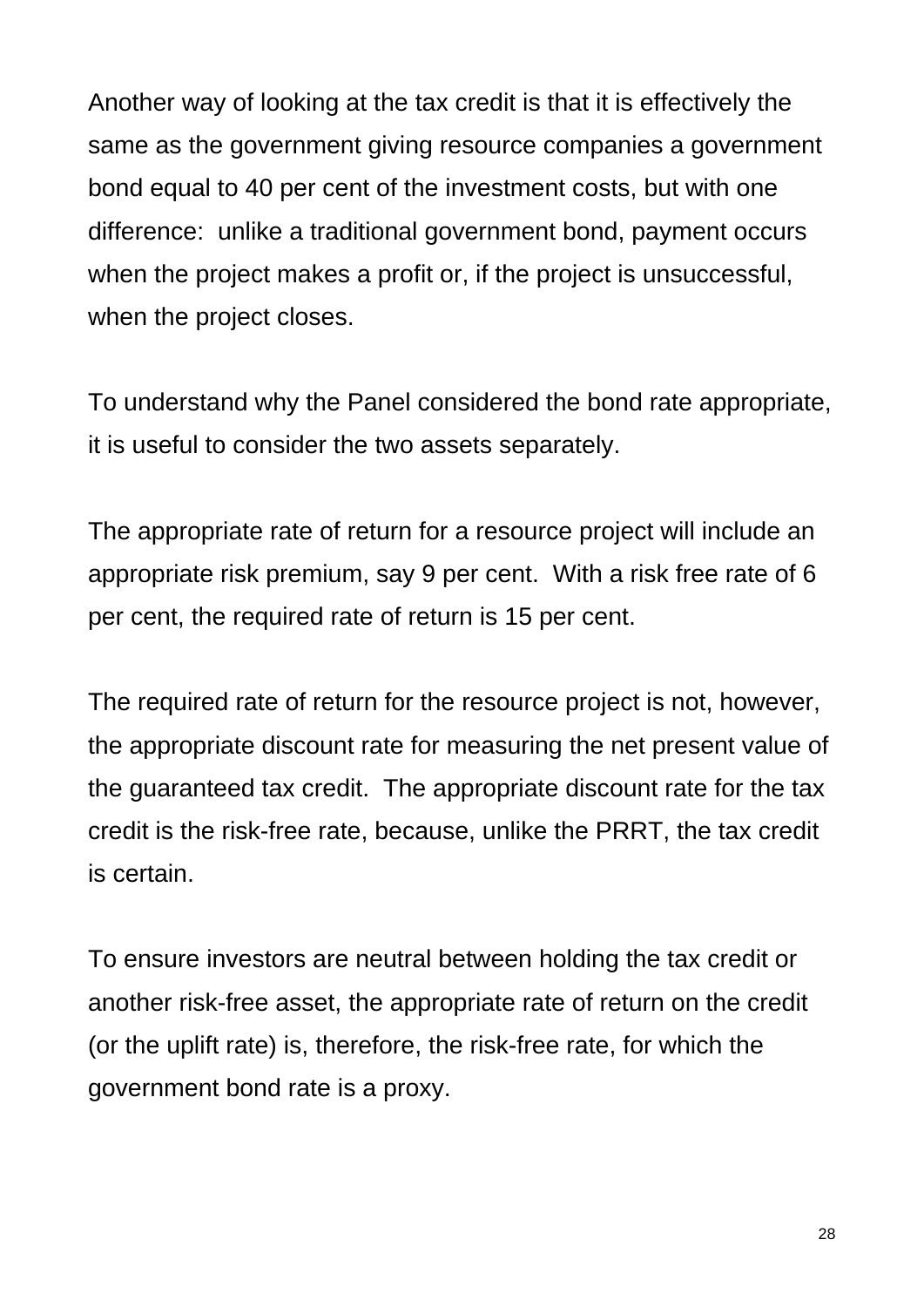Another way of looking at the tax credit is that it is effectively the same as the government giving resource companies a government bond equal to 40 per cent of the investment costs, but with one difference:  unlike a traditional government bond, payment occurs when the project makes a profit or, if the project is unsuccessful, when the project closes.

To understand why the Panel considered the bond rate appropriate, it is useful to consider the two assets separately.

The appropriate rate of return for a resource project will include an appropriate risk premium, say 9 per cent.  With a risk free rate of 6 per cent, the required rate of return is 15 per cent.

The required rate of return for the resource project is not, however, the appropriate discount rate for measuring the net present value of the guaranteed tax credit.  The appropriate discount rate for the tax credit is the risk-free rate, because, unlike the PRRT, the tax credit is certain.

To ensure investors are neutral between holding the tax credit or another risk-free asset, the appropriate rate of return on the credit (or the uplift rate) is, therefore, the risk-free rate, for which the government bond rate is a proxy.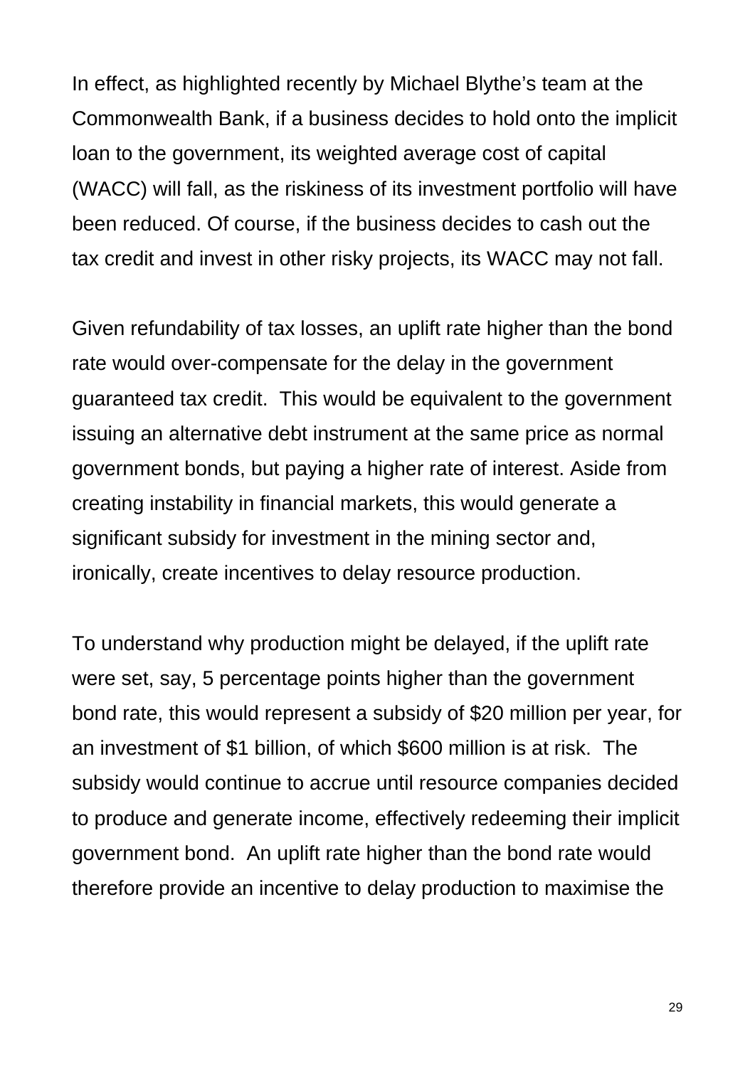In effect, as highlighted recently by Michael Blythe's team at the Commonwealth Bank, if a business decides to hold onto the implicit loan to the government, its weighted average cost of capital (WACC) will fall, as the riskiness of its investment portfolio will have been reduced. Of course, if the business decides to cash out the tax credit and invest in other risky projects, its WACC may not fall.

Given refundability of tax losses, an uplift rate higher than the bond rate would over-compensate for the delay in the government guaranteed tax credit. This would be equivalent to the government issuing an alternative debt instrument at the same price as normal government bonds, but paying a higher rate of interest. Aside from creating instability in financial markets, this would generate a significant subsidy for investment in the mining sector and, ironically, create incentives to delay resource production.

To understand why production might be delayed, if the uplift rate were set, say, 5 percentage points higher than the government bond rate, this would represent a subsidy of $20 million per year, for an investment of $1 billion, of which $600 million is at risk. The subsidy would continue to accrue until resource companies decided to produce and generate income, effectively redeeming their implicit government bond. An uplift rate higher than the bond rate would therefore provide an incentive to delay production to maximise the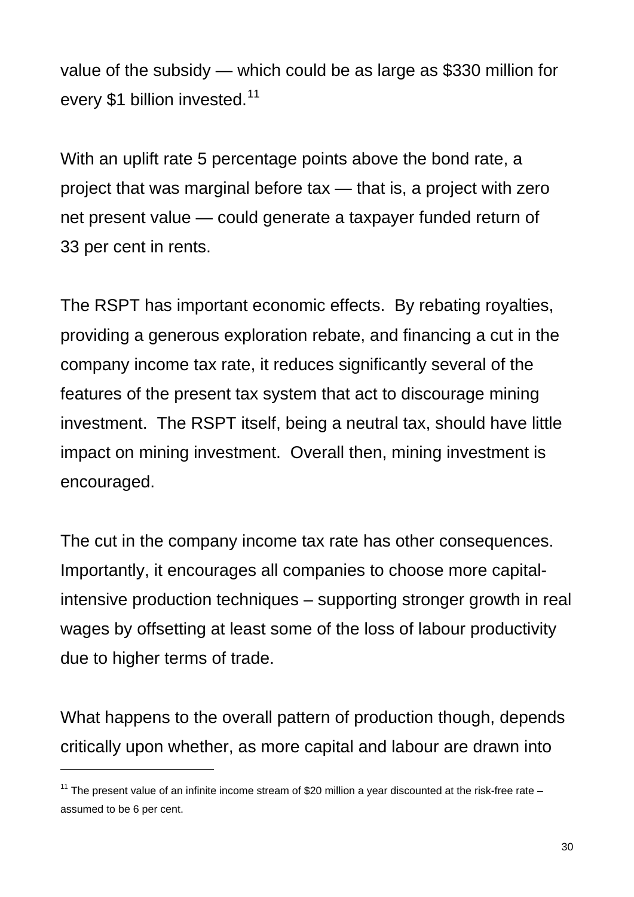value of the subsidy — which could be as large as $330 million for every $1 billion invested.[11]

With an uplift rate 5 percentage points above the bond rate, a project that was marginal before tax — that is, a project with zero net present value — could generate a taxpayer funded return of 33 per cent in rents.

The RSPT has important economic effects. By rebating royalties, providing a generous exploration rebate, and financing a cut in the company income tax rate, it reduces significantly several of the features of the present tax system that act to discourage mining investment. The RSPT itself, being a neutral tax, should have little impact on mining investment. Overall then, mining investment is encouraged.

The cut in the company income tax rate has other consequences. Importantly, it encourages all companies to choose more capital-intensive production techniques – supporting stronger growth in real wages by offsetting at least some of the loss of labour productivity due to higher terms of trade.

What happens to the overall pattern of production though, depends critically upon whether, as more capital and labour are drawn into

---

[11] The present value of an infinite income stream of $20 million a year discounted at the risk-free rate – assumed to be 6 per cent.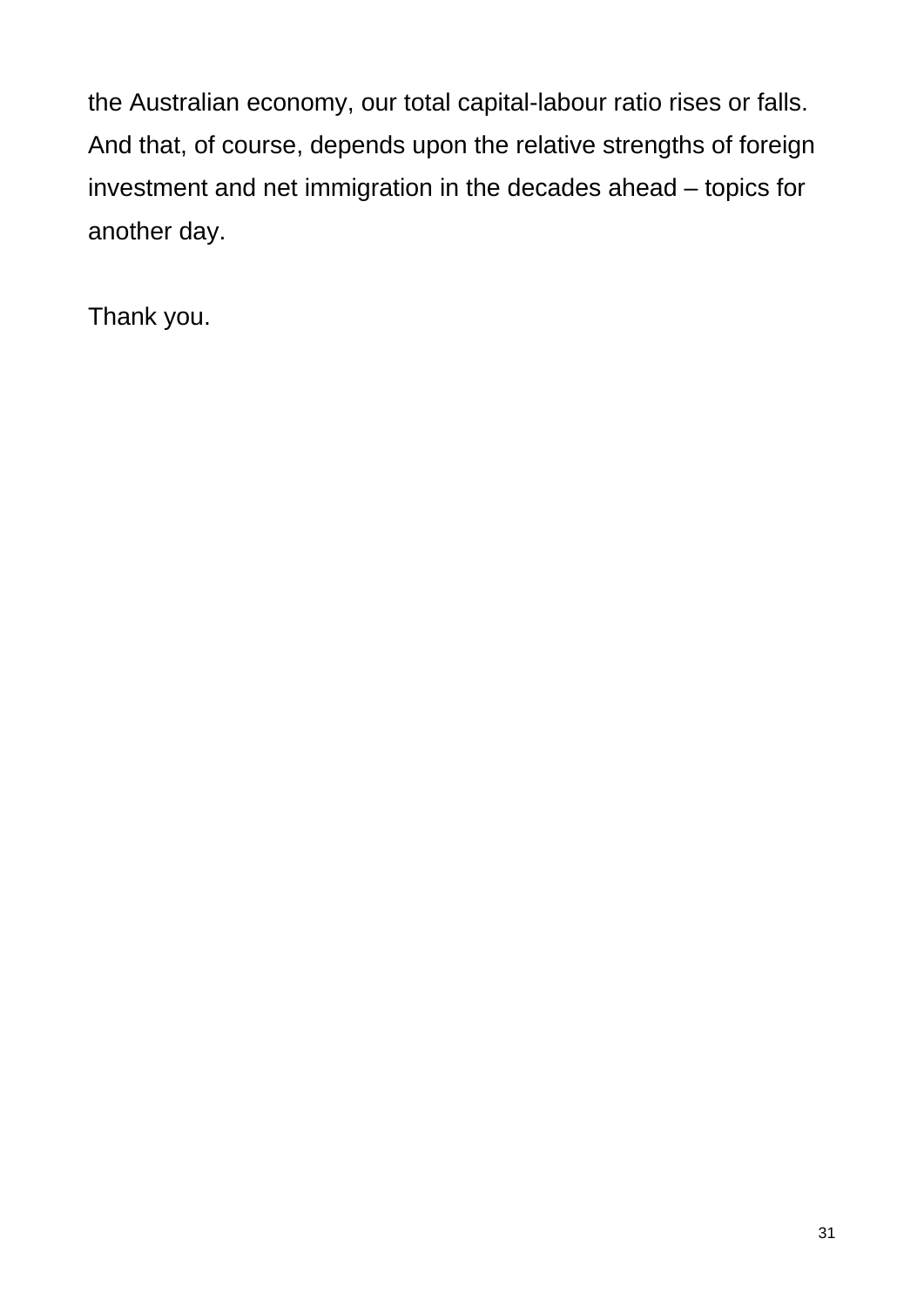the Australian economy, our total capital-labour ratio rises or falls. And that, of course, depends upon the relative strengths of foreign investment and net immigration in the decades ahead – topics for another day.

Thank you.